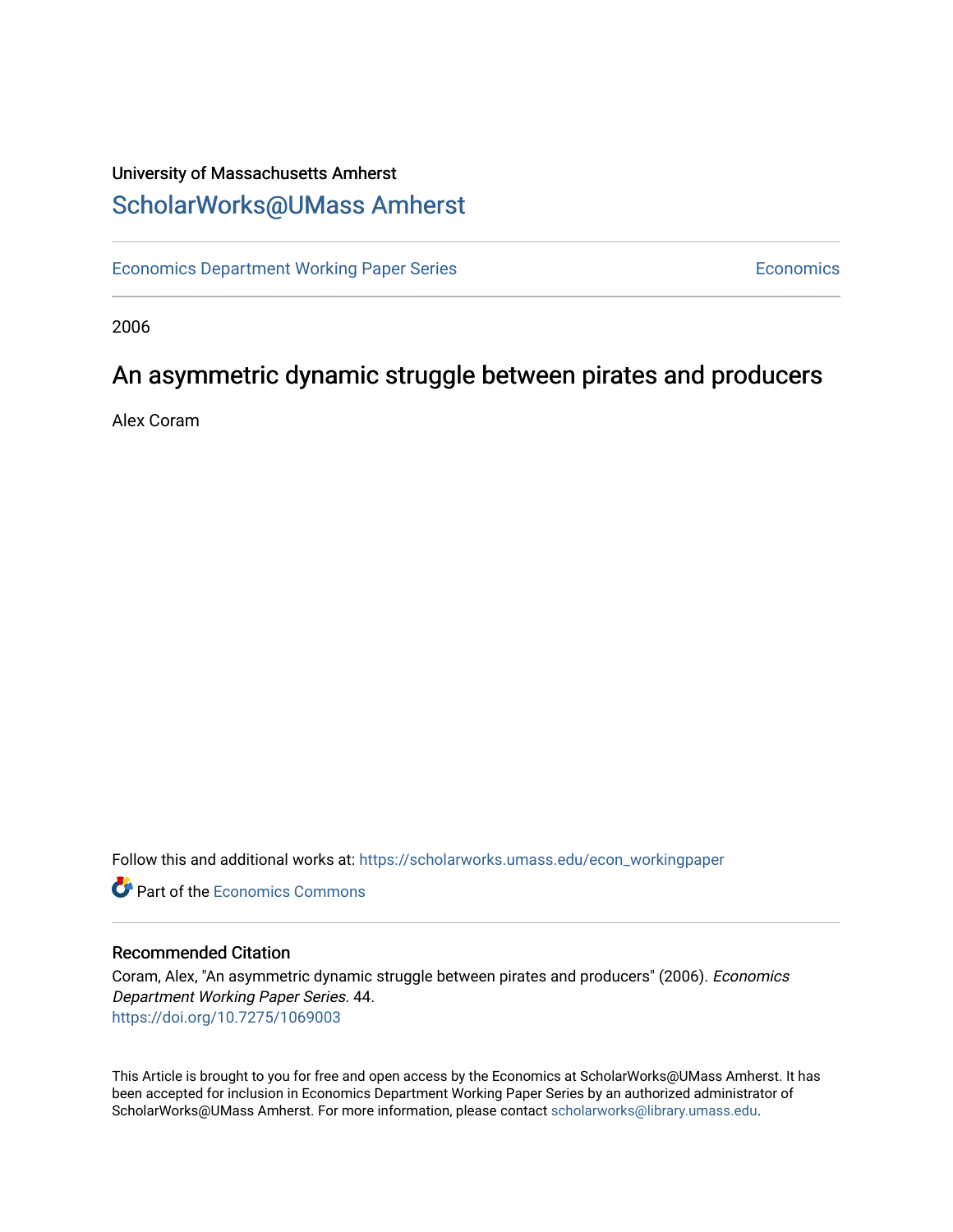University of Massachusetts Amherst

# ScholarWorks@UMass Amherst

Economics Department Working Paper Series

Economics

2006

## An asymmetric dynamic struggle between pirates and producers

Alex Coram

Follow this and additional works at: https://scholarworks.umass.edu/econ_workingpaper

Part of the Economics Commons

### Recommended Citation

Coram, Alex, "An asymmetric dynamic struggle between pirates and producers" (2006). *Economics Department Working Paper Series*. 44.
https://doi.org/10.7275/1069003

This Article is brought to you for free and open access by the Economics at ScholarWorks@UMass Amherst. It has been accepted for inclusion in Economics Department Working Paper Series by an authorized administrator of ScholarWorks@UMass Amherst. For more information, please contact scholarworks@library.umass.edu.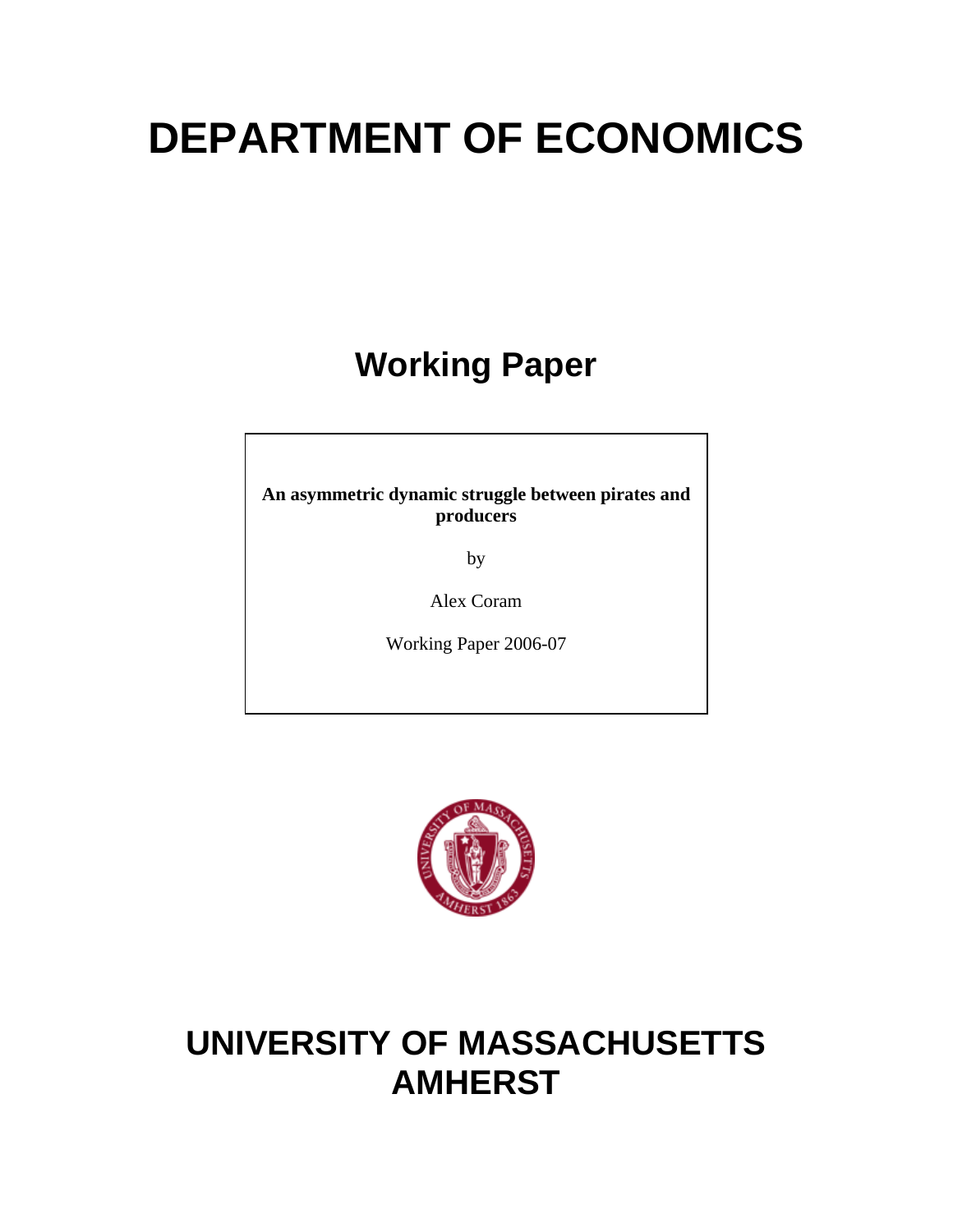# DEPARTMENT OF ECONOMICS

## Working Paper

**An asymmetric dynamic struggle between pirates and producers**

by

Alex Coram

Working Paper 2006-07

# UNIVERSITY OF MASSACHUSETTS AMHERST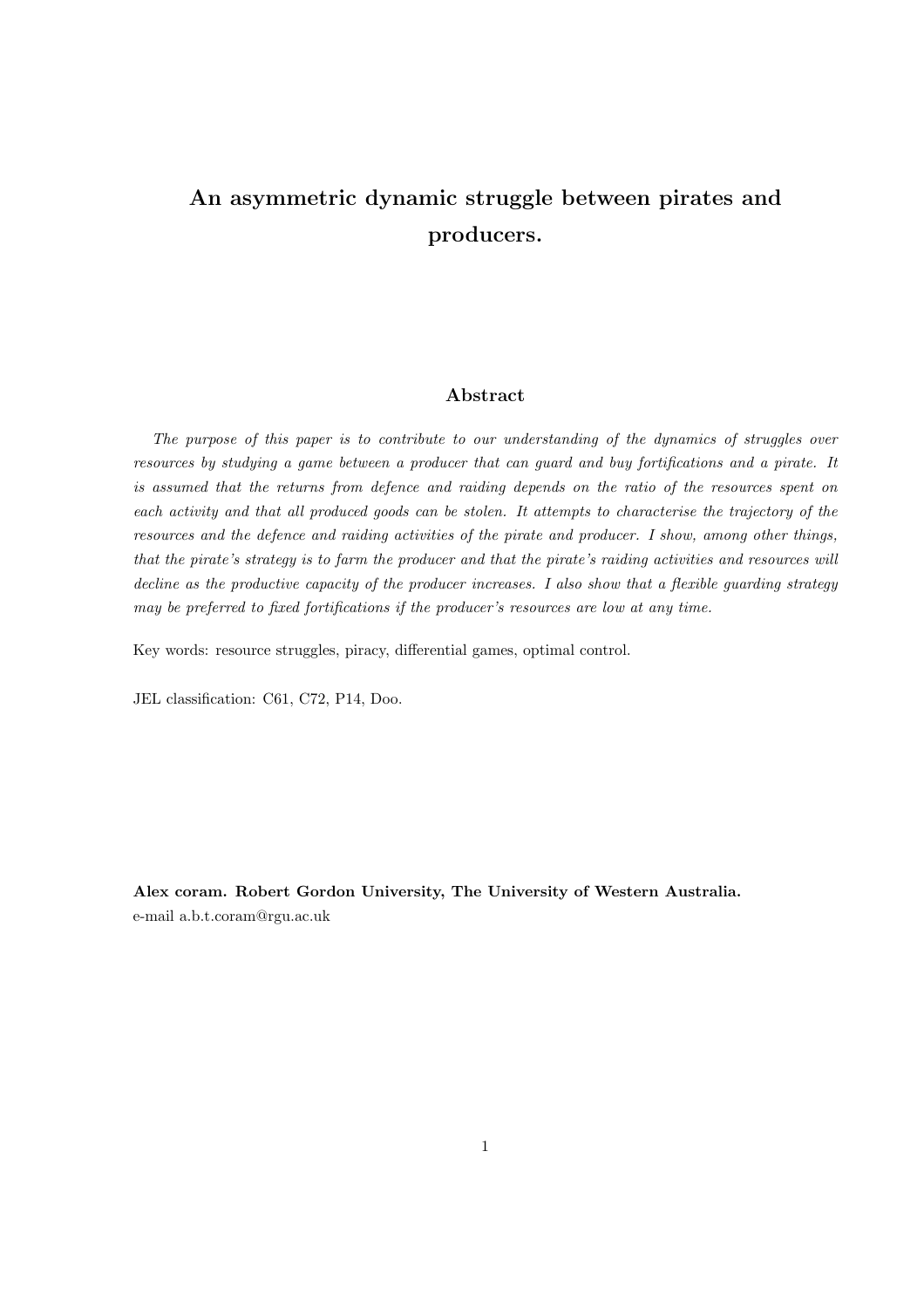# An asymmetric dynamic struggle between pirates and producers.

## Abstract

*The purpose of this paper is to contribute to our understanding of the dynamics of struggles over resources by studying a game between a producer that can guard and buy fortifications and a pirate. It is assumed that the returns from defence and raiding depends on the ratio of the resources spent on each activity and that all produced goods can be stolen. It attempts to characterise the trajectory of the resources and the defence and raiding activities of the pirate and producer. I show, among other things, that the pirate's strategy is to farm the producer and that the pirate's raiding activities and resources will decline as the productive capacity of the producer increases. I also show that a flexible guarding strategy may be preferred to fixed fortifications if the producer's resources are low at any time.*

Key words: resource struggles, piracy, differential games, optimal control.

JEL classification: C61, C72, P14, Doo.

**Alex coram. Robert Gordon University, The University of Western Australia.**
e-mail a.b.t.coram@rgu.ac.uk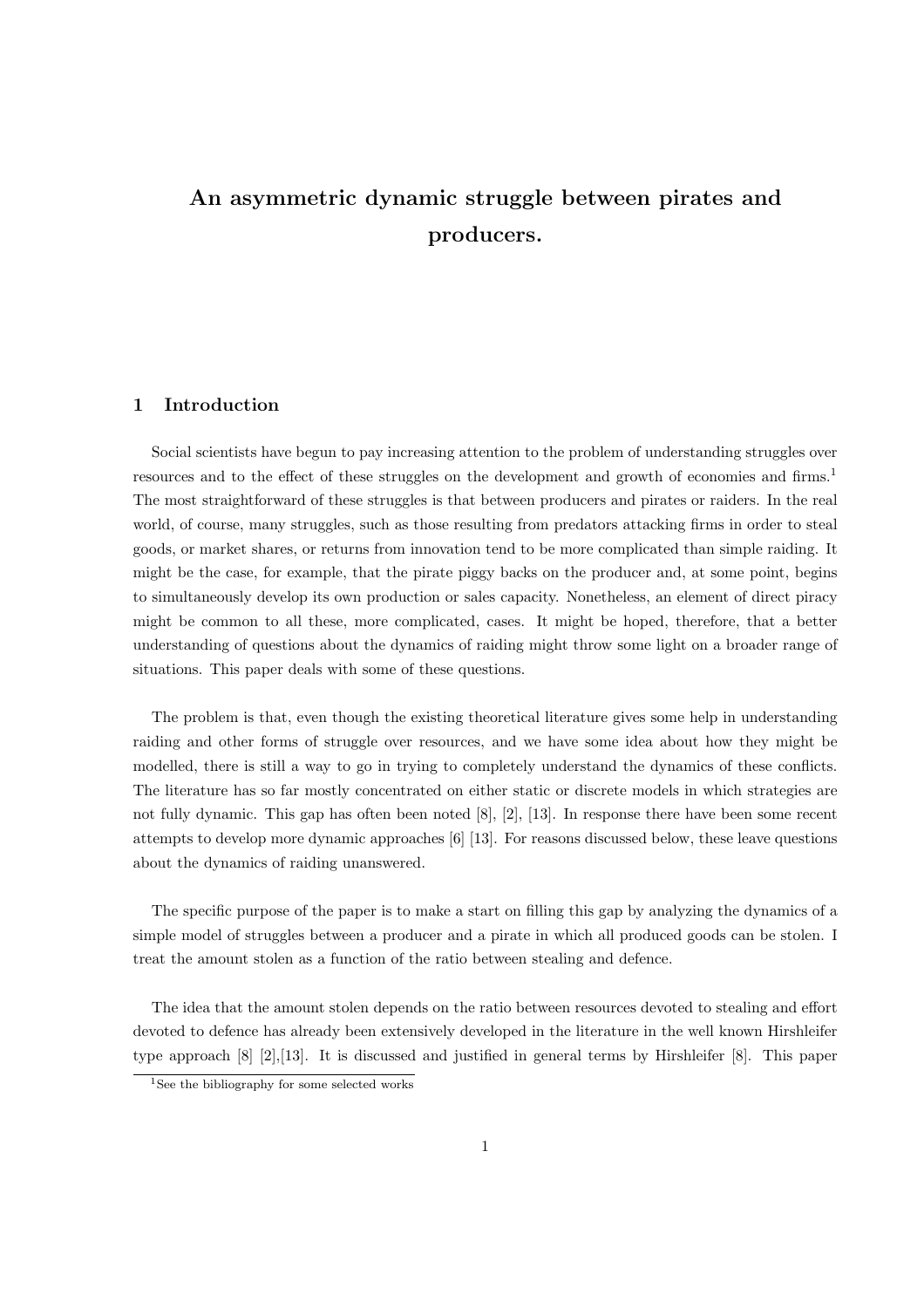# An asymmetric dynamic struggle between pirates and producers.

## 1 Introduction

Social scientists have begun to pay increasing attention to the problem of understanding struggles over resources and to the effect of these struggles on the development and growth of economies and firms.[1] The most straightforward of these struggles is that between producers and pirates or raiders. In the real world, of course, many struggles, such as those resulting from predators attacking firms in order to steal goods, or market shares, or returns from innovation tend to be more complicated than simple raiding. It might be the case, for example, that the pirate piggy backs on the producer and, at some point, begins to simultaneously develop its own production or sales capacity. Nonetheless, an element of direct piracy might be common to all these, more complicated, cases. It might be hoped, therefore, that a better understanding of questions about the dynamics of raiding might throw some light on a broader range of situations. This paper deals with some of these questions.

The problem is that, even though the existing theoretical literature gives some help in understanding raiding and other forms of struggle over resources, and we have some idea about how they might be modelled, there is still a way to go in trying to completely understand the dynamics of these conflicts. The literature has so far mostly concentrated on either static or discrete models in which strategies are not fully dynamic. This gap has often been noted [8], [2], [13]. In response there have been some recent attempts to develop more dynamic approaches [6] [13]. For reasons discussed below, these leave questions about the dynamics of raiding unanswered.

The specific purpose of the paper is to make a start on filling this gap by analyzing the dynamics of a simple model of struggles between a producer and a pirate in which all produced goods can be stolen. I treat the amount stolen as a function of the ratio between stealing and defence.

The idea that the amount stolen depends on the ratio between resources devoted to stealing and effort devoted to defence has already been extensively developed in the literature in the well known Hirshleifer type approach [8] [2],[13]. It is discussed and justified in general terms by Hirshleifer [8]. This paper

[1] See the bibliography for some selected works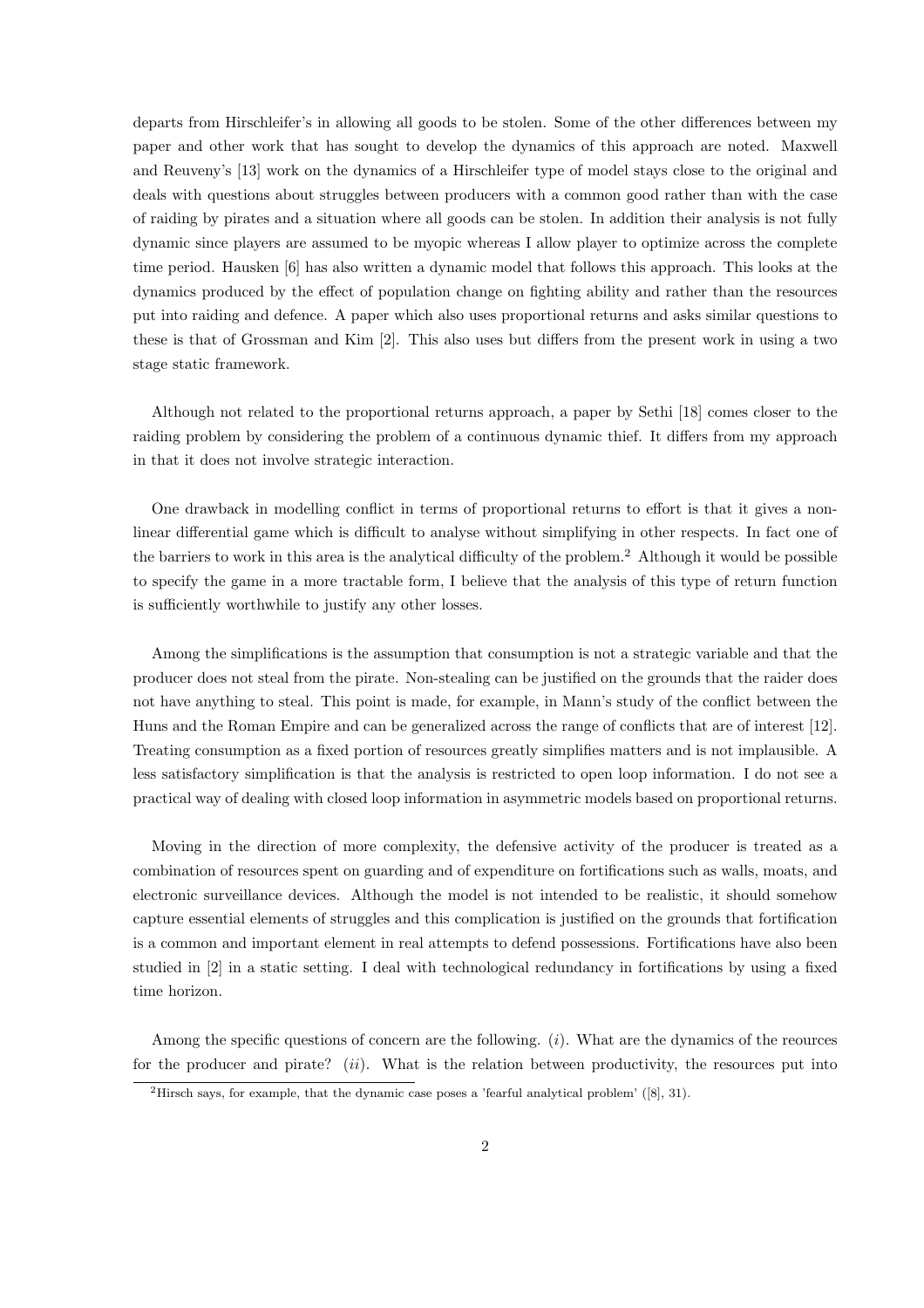departs from Hirschleifer's in allowing all goods to be stolen. Some of the other differences between my paper and other work that has sought to develop the dynamics of this approach are noted. Maxwell and Reuveny's [13] work on the dynamics of a Hirschleifer type of model stays close to the original and deals with questions about struggles between producers with a common good rather than with the case of raiding by pirates and a situation where all goods can be stolen. In addition their analysis is not fully dynamic since players are assumed to be myopic whereas I allow player to optimize across the complete time period. Hausken [6] has also written a dynamic model that follows this approach. This looks at the dynamics produced by the effect of population change on fighting ability and rather than the resources put into raiding and defence. A paper which also uses proportional returns and asks similar questions to these is that of Grossman and Kim [2]. This also uses but differs from the present work in using a two stage static framework.

Although not related to the proportional returns approach, a paper by Sethi [18] comes closer to the raiding problem by considering the problem of a continuous dynamic thief. It differs from my approach in that it does not involve strategic interaction.

One drawback in modelling conflict in terms of proportional returns to effort is that it gives a non-linear differential game which is difficult to analyse without simplifying in other respects. In fact one of the barriers to work in this area is the analytical difficulty of the problem.[2] Although it would be possible to specify the game in a more tractable form, I believe that the analysis of this type of return function is sufficiently worthwhile to justify any other losses.

Among the simplifications is the assumption that consumption is not a strategic variable and that the producer does not steal from the pirate. Non-stealing can be justified on the grounds that the raider does not have anything to steal. This point is made, for example, in Mann's study of the conflict between the Huns and the Roman Empire and can be generalized across the range of conflicts that are of interest [12]. Treating consumption as a fixed portion of resources greatly simplifies matters and is not implausible. A less satisfactory simplification is that the analysis is restricted to open loop information. I do not see a practical way of dealing with closed loop information in asymmetric models based on proportional returns.

Moving in the direction of more complexity, the defensive activity of the producer is treated as a combination of resources spent on guarding and of expenditure on fortifications such as walls, moats, and electronic surveillance devices. Although the model is not intended to be realistic, it should somehow capture essential elements of struggles and this complication is justified on the grounds that fortification is a common and important element in real attempts to defend possessions. Fortifications have also been studied in [2] in a static setting. I deal with technological redundancy in fortifications by using a fixed time horizon.

Among the specific questions of concern are the following. (*i*). What are the dynamics of the reources for the producer and pirate? (*ii*). What is the relation between productivity, the resources put into

[2] Hirsch says, for example, that the dynamic case poses a 'fearful analytical problem' ([8], 31).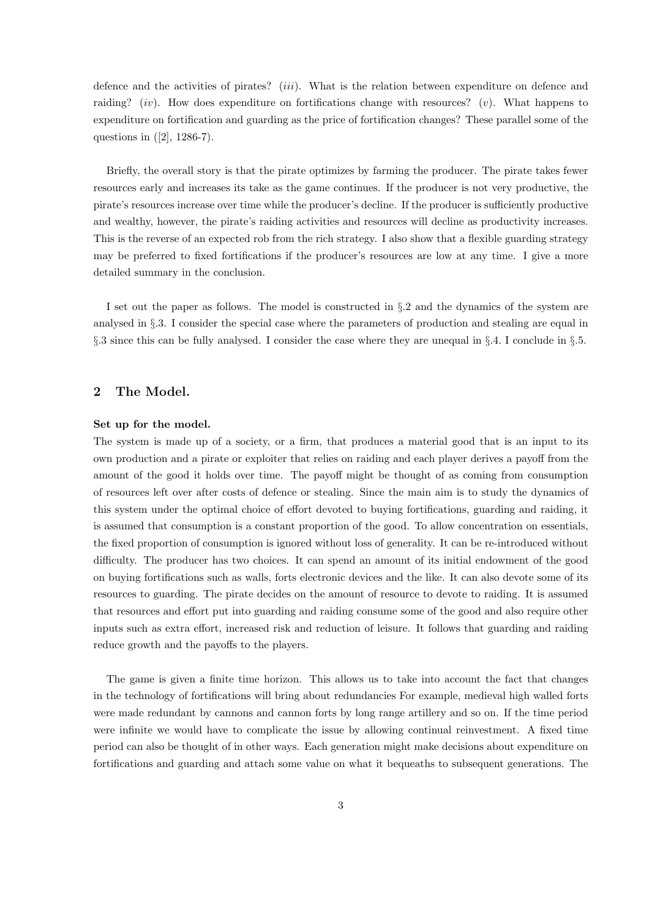defence and the activities of pirates? (*iii*). What is the relation between expenditure on defence and raiding? (*iv*). How does expenditure on fortifications change with resources? (*v*). What happens to expenditure on fortification and guarding as the price of fortification changes? These parallel some of the questions in ([2], 1286-7).

Briefly, the overall story is that the pirate optimizes by farming the producer. The pirate takes fewer resources early and increases its take as the game continues. If the producer is not very productive, the pirate's resources increase over time while the producer's decline. If the producer is sufficiently productive and wealthy, however, the pirate's raiding activities and resources will decline as productivity increases. This is the reverse of an expected rob from the rich strategy. I also show that a flexible guarding strategy may be preferred to fixed fortifications if the producer's resources are low at any time. I give a more detailed summary in the conclusion.

I set out the paper as follows. The model is constructed in §.2 and the dynamics of the system are analysed in §.3. I consider the special case where the parameters of production and stealing are equal in §.3 since this can be fully analysed. I consider the case where they are unequal in §.4. I conclude in §.5.

## 2 The Model.

**Set up for the model.**

The system is made up of a society, or a firm, that produces a material good that is an input to its own production and a pirate or exploiter that relies on raiding and each player derives a payoff from the amount of the good it holds over time. The payoff might be thought of as coming from consumption of resources left over after costs of defence or stealing. Since the main aim is to study the dynamics of this system under the optimal choice of effort devoted to buying fortifications, guarding and raiding, it is assumed that consumption is a constant proportion of the good. To allow concentration on essentials, the fixed proportion of consumption is ignored without loss of generality. It can be re-introduced without difficulty. The producer has two choices. It can spend an amount of its initial endowment of the good on buying fortifications such as walls, forts electronic devices and the like. It can also devote some of its resources to guarding. The pirate decides on the amount of resource to devote to raiding. It is assumed that resources and effort put into guarding and raiding consume some of the good and also require other inputs such as extra effort, increased risk and reduction of leisure. It follows that guarding and raiding reduce growth and the payoffs to the players.

The game is given a finite time horizon. This allows us to take into account the fact that changes in the technology of fortifications will bring about redundancies For example, medieval high walled forts were made redundant by cannons and cannon forts by long range artillery and so on. If the time period were infinite we would have to complicate the issue by allowing continual reinvestment. A fixed time period can also be thought of in other ways. Each generation might make decisions about expenditure on fortifications and guarding and attach some value on what it bequeaths to subsequent generations. The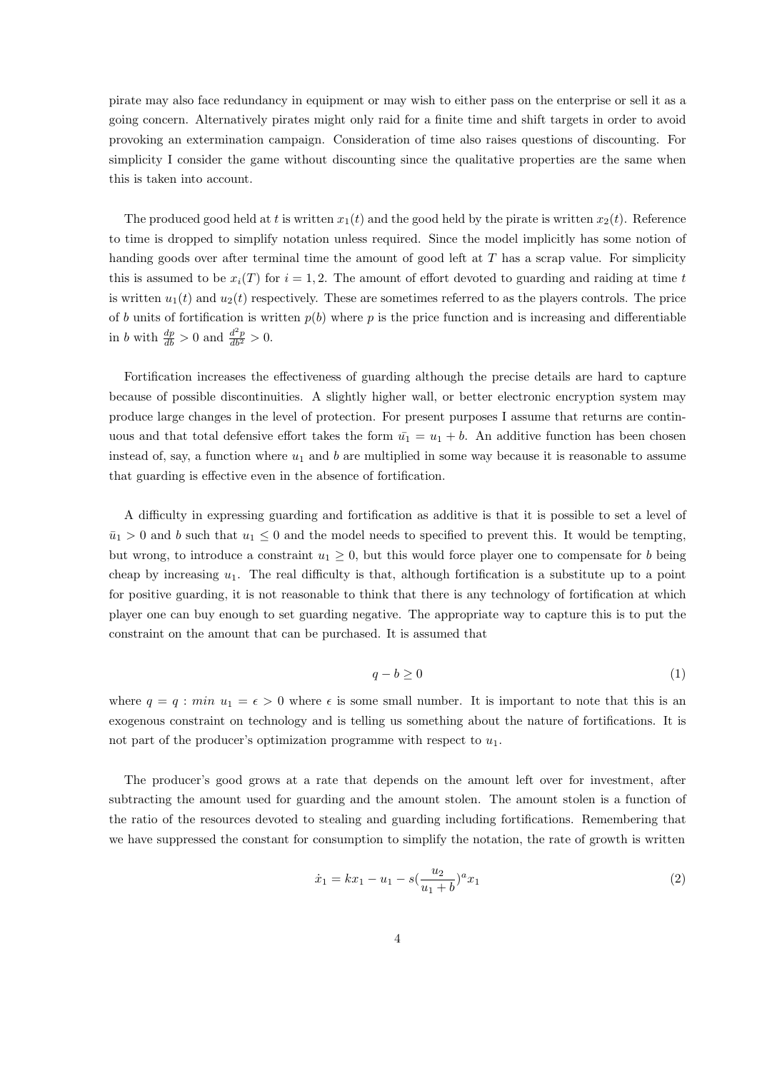pirate may also face redundancy in equipment or may wish to either pass on the enterprise or sell it as a going concern. Alternatively pirates might only raid for a finite time and shift targets in order to avoid provoking an extermination campaign. Consideration of time also raises questions of discounting. For simplicity I consider the game without discounting since the qualitative properties are the same when this is taken into account.

The produced good held at $t$ is written $x_1(t)$ and the good held by the pirate is written $x_2(t)$. Reference to time is dropped to simplify notation unless required. Since the model implicitly has some notion of handing goods over after terminal time the amount of good left at $T$ has a scrap value. For simplicity this is assumed to be $x_i(T)$ for $i = 1, 2$. The amount of effort devoted to guarding and raiding at time $t$ is written $u_1(t)$ and $u_2(t)$ respectively. These are sometimes referred to as the players controls. The price of $b$ units of fortification is written $p(b)$ where $p$ is the price function and is increasing and differentiable in $b$ with $\frac{dp}{db} > 0$ and $\frac{d^2p}{db^2} > 0$.

Fortification increases the effectiveness of guarding although the precise details are hard to capture because of possible discontinuities. A slightly higher wall, or better electronic encryption system may produce large changes in the level of protection. For present purposes I assume that returns are continuous and that total defensive effort takes the form $\bar{u_1} = u_1 + b$. An additive function has been chosen instead of, say, a function where $u_1$ and $b$ are multiplied in some way because it is reasonable to assume that guarding is effective even in the absence of fortification.

A difficulty in expressing guarding and fortification as additive is that it is possible to set a level of $\bar{u}_1 > 0$ and $b$ such that $u_1 \leq 0$ and the model needs to specified to prevent this. It would be tempting, but wrong, to introduce a constraint $u_1 \geq 0$, but this would force player one to compensate for $b$ being cheap by increasing $u_1$. The real difficulty is that, although fortification is a substitute up to a point for positive guarding, it is not reasonable to think that there is any technology of fortification at which player one can buy enough to set guarding negative. The appropriate way to capture this is to put the constraint on the amount that can be purchased. It is assumed that

$$q - b \geq 0 \tag{1}$$

where $q = q : min\ u_1 = \epsilon > 0$ where $\epsilon$ is some small number. It is important to note that this is an exogenous constraint on technology and is telling us something about the nature of fortifications. It is not part of the producer's optimization programme with respect to $u_1$.

The producer's good grows at a rate that depends on the amount left over for investment, after subtracting the amount used for guarding and the amount stolen. The amount stolen is a function of the ratio of the resources devoted to stealing and guarding including fortifications. Remembering that we have suppressed the constant for consumption to simplify the notation, the rate of growth is written

$$\dot{x}_1 = kx_1 - u_1 - s\left(\frac{u_2}{u_1 + b}\right)^a x_1 \tag{2}$$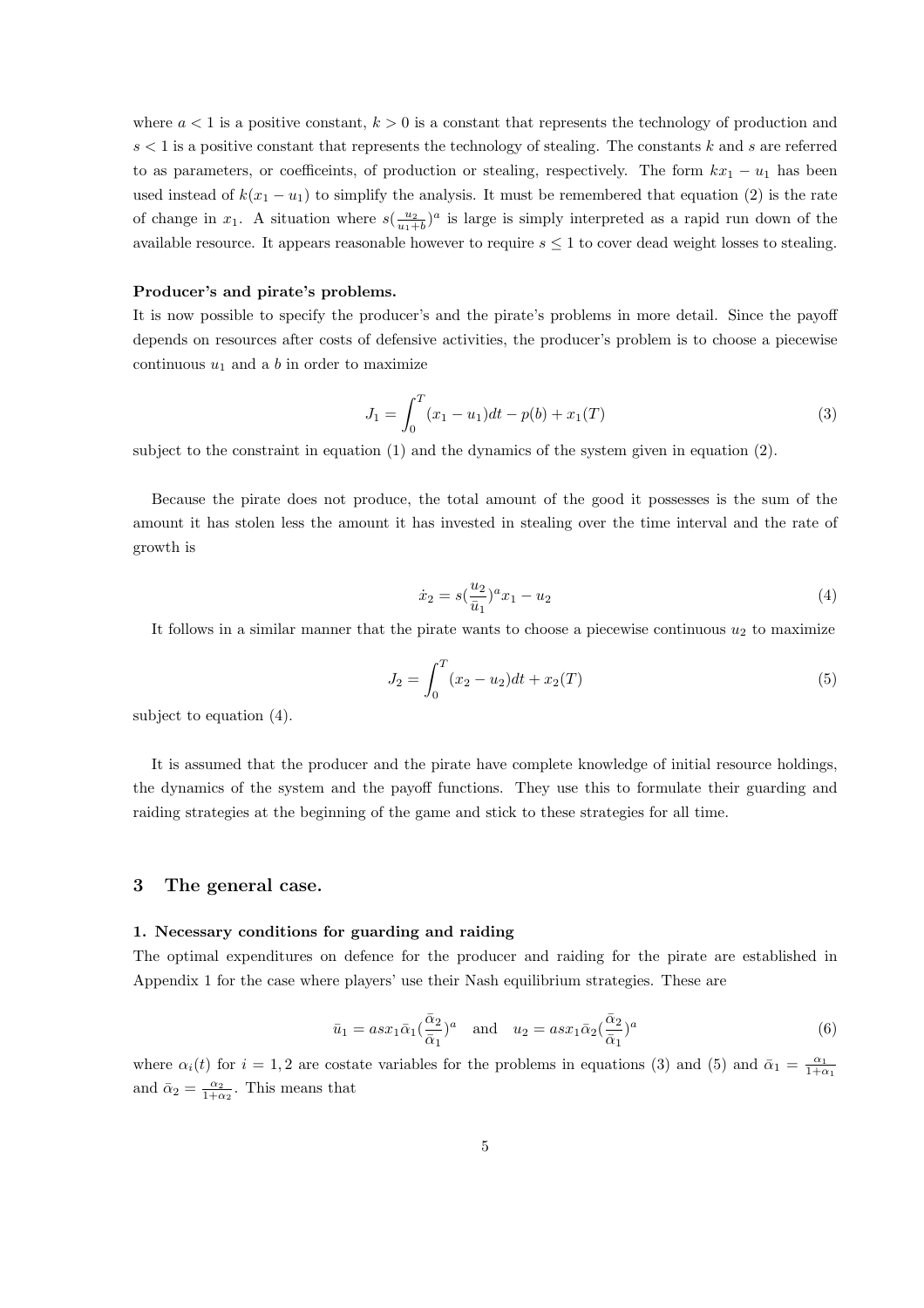where $a < 1$ is a positive constant, $k > 0$ is a constant that represents the technology of production and $s < 1$ is a positive constant that represents the technology of stealing. The constants $k$ and $s$ are referred to as parameters, or coefficeints, of production or stealing, respectively. The form $kx_1 - u_1$ has been used instead of $k(x_1 - u_1)$ to simplify the analysis. It must be remembered that equation (2) is the rate of change in $x_1$. A situation where $s(\frac{u_2}{u_1+b})^a$ is large is simply interpreted as a rapid run down of the available resource. It appears reasonable however to require $s \leq 1$ to cover dead weight losses to stealing.

**Producer's and pirate's problems.**

It is now possible to specify the producer's and the pirate's problems in more detail. Since the payoff depends on resources after costs of defensive activities, the producer's problem is to choose a piecewise continuous $u_1$ and a $b$ in order to maximize

$$J_1 = \int_0^T (x_1 - u_1)dt - p(b) + x_1(T) \tag{3}$$

subject to the constraint in equation (1) and the dynamics of the system given in equation (2).

Because the pirate does not produce, the total amount of the good it possesses is the sum of the amount it has stolen less the amount it has invested in stealing over the time interval and the rate of growth is

$$\dot{x}_2 = s(\frac{u_2}{\bar{u}_1})^a x_1 - u_2 \tag{4}$$

It follows in a similar manner that the pirate wants to choose a piecewise continuous $u_2$ to maximize

$$J_2 = \int_0^T (x_2 - u_2)dt + x_2(T) \tag{5}$$

subject to equation (4).

It is assumed that the producer and the pirate have complete knowledge of initial resource holdings, the dynamics of the system and the payoff functions. They use this to formulate their guarding and raiding strategies at the beginning of the game and stick to these strategies for all time.

## 3 The general case.

**1. Necessary conditions for guarding and raiding**

The optimal expenditures on defence for the producer and raiding for the pirate are established in Appendix 1 for the case where players' use their Nash equilibrium strategies. These are

$$\bar{u}_1 = asx_1\bar{\alpha}_1(\frac{\bar{\alpha}_2}{\bar{\alpha}_1})^a \quad \text{and} \quad u_2 = asx_1\bar{\alpha}_2(\frac{\bar{\alpha}_2}{\bar{\alpha}_1})^a \tag{6}$$

where $\alpha_i(t)$ for $i = 1, 2$ are costate variables for the problems in equations (3) and (5) and $\bar{\alpha}_1 = \frac{\alpha_1}{1+\alpha_1}$ and $\bar{\alpha}_2 = \frac{\alpha_2}{1+\alpha_2}$. This means that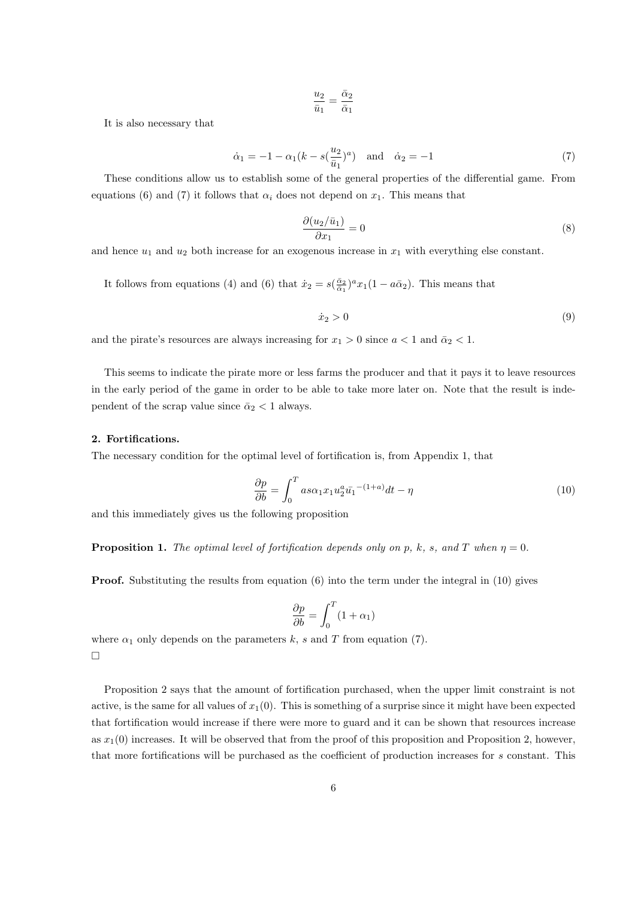$$\frac{u_2}{\bar{u}_1} = \frac{\bar{\alpha}_2}{\bar{\alpha}_1}$$

It is also necessary that

$$\dot{\alpha}_1 = -1 - \alpha_1(k - s(\frac{u_2}{\bar{u}_1})^a) \quad \text{and} \quad \dot{\alpha}_2 = -1 \tag{7}$$

These conditions allow us to establish some of the general properties of the differential game. From equations (6) and (7) it follows that $\alpha_i$ does not depend on $x_1$. This means that

$$\frac{\partial(u_2/\bar{u}_1)}{\partial x_1} = 0 \tag{8}$$

and hence $u_1$ and $u_2$ both increase for an exogenous increase in $x_1$ with everything else constant.

It follows from equations (4) and (6) that $\dot{x}_2 = s(\frac{\bar{\alpha}_2}{\bar{\alpha}_1})^a x_1(1 - a\bar{\alpha}_2)$. This means that

$$\dot{x}_2 > 0 \tag{9}$$

and the pirate's resources are always increasing for $x_1 > 0$ since $a < 1$ and $\bar{\alpha}_2 < 1$.

This seems to indicate the pirate more or less farms the producer and that it pays it to leave resources in the early period of the game in order to be able to take more later on. Note that the result is independent of the scrap value since $\bar{\alpha}_2 < 1$ always.

**2. Fortifications.**

The necessary condition for the optimal level of fortification is, from Appendix 1, that

$$\frac{\partial p}{\partial b} = \int_0^T as\alpha_1 x_1 u_2^a \bar{u}_1^{-(1+a)} dt - \eta \tag{10}$$

and this immediately gives us the following proposition

**Proposition 1.** *The optimal level of fortification depends only on p, k, s, and T when $\eta = 0$.*

**Proof.** Substituting the results from equation (6) into the term under the integral in (10) gives

$$\frac{\partial p}{\partial b} = \int_0^T (1 + \alpha_1)$$

where $\alpha_1$ only depends on the parameters $k$, $s$ and $T$ from equation (7).

□

Proposition 2 says that the amount of fortification purchased, when the upper limit constraint is not active, is the same for all values of $x_1(0)$. This is something of a surprise since it might have been expected that fortification would increase if there were more to guard and it can be shown that resources increase as $x_1(0)$ increases. It will be observed that from the proof of this proposition and Proposition 2, however, that more fortifications will be purchased as the coefficient of production increases for $s$ constant. This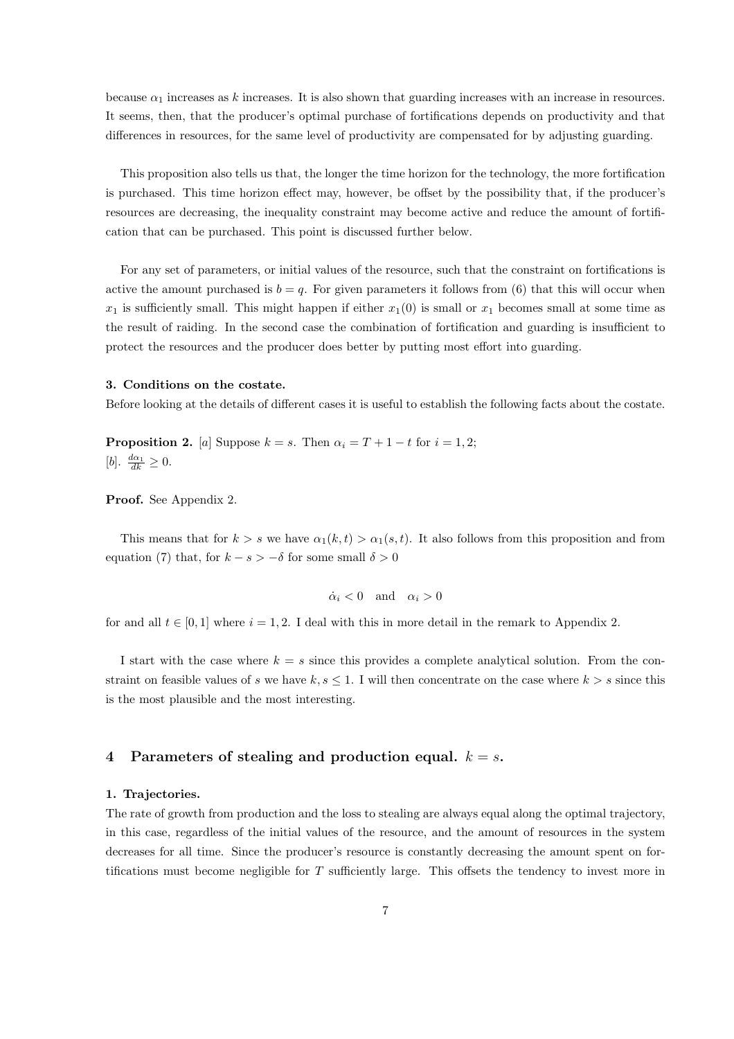because $\alpha_1$ increases as $k$ increases. It is also shown that guarding increases with an increase in resources. It seems, then, that the producer's optimal purchase of fortifications depends on productivity and that differences in resources, for the same level of productivity are compensated for by adjusting guarding.

This proposition also tells us that, the longer the time horizon for the technology, the more fortification is purchased. This time horizon effect may, however, be offset by the possibility that, if the producer's resources are decreasing, the inequality constraint may become active and reduce the amount of fortification that can be purchased. This point is discussed further below.

For any set of parameters, or initial values of the resource, such that the constraint on fortifications is active the amount purchased is $b = q$. For given parameters it follows from (6) that this will occur when $x_1$ is sufficiently small. This might happen if either $x_1(0)$ is small or $x_1$ becomes small at some time as the result of raiding. In the second case the combination of fortification and guarding is insufficient to protect the resources and the producer does better by putting most effort into guarding.

**3. Conditions on the costate.**

Before looking at the details of different cases it is useful to establish the following facts about the costate.

**Proposition 2.** [*a*] Suppose $k = s$. Then $\alpha_i = T + 1 - t$ for $i = 1, 2$;
[*b*]. $\frac{d\alpha_1}{dk} \geq 0$.

**Proof.** See Appendix 2.

This means that for $k > s$ we have $\alpha_1(k, t) > \alpha_1(s, t)$. It also follows from this proposition and from equation (7) that, for $k - s > -\delta$ for some small $\delta > 0$

$$\dot{\alpha}_i < 0 \quad \text{and} \quad \alpha_i > 0$$

for and all $t \in [0, 1]$ where $i = 1, 2$. I deal with this in more detail in the remark to Appendix 2.

I start with the case where $k = s$ since this provides a complete analytical solution. From the constraint on feasible values of $s$ we have $k, s \leq 1$. I will then concentrate on the case where $k > s$ since this is the most plausible and the most interesting.

## 4 Parameters of stealing and production equal. $k = s$.

**1. Trajectories.**

The rate of growth from production and the loss to stealing are always equal along the optimal trajectory, in this case, regardless of the initial values of the resource, and the amount of resources in the system decreases for all time. Since the producer's resource is constantly decreasing the amount spent on fortifications must become negligible for $T$ sufficiently large. This offsets the tendency to invest more in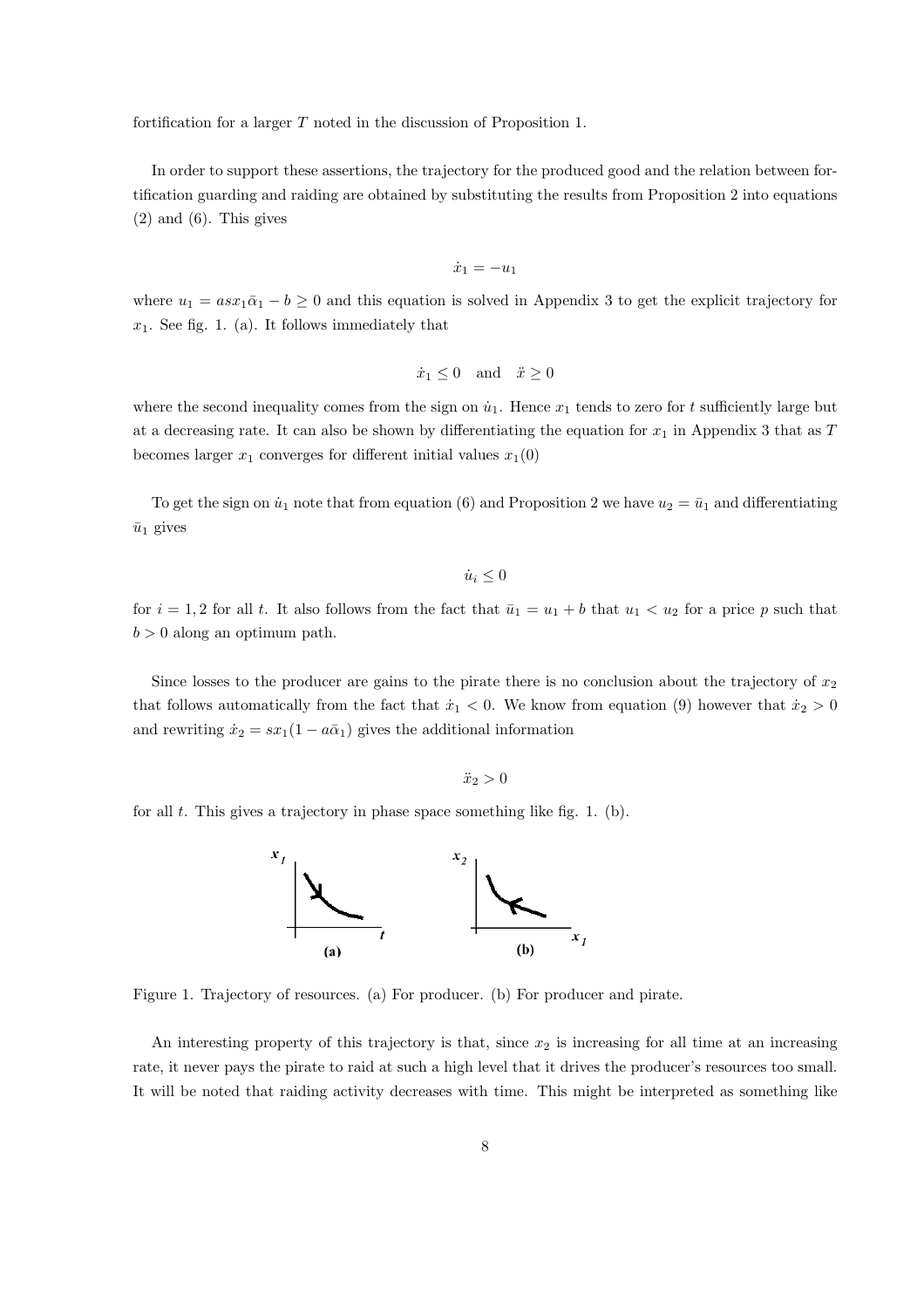fortification for a larger $T$ noted in the discussion of Proposition 1.

In order to support these assertions, the trajectory for the produced good and the relation between fortification guarding and raiding are obtained by substituting the results from Proposition 2 into equations (2) and (6). This gives

$$\dot{x}_1 = -u_1$$

where $u_1 = asx_1\bar{\alpha}_1 - b \geq 0$ and this equation is solved in Appendix 3 to get the explicit trajectory for $x_1$. See fig. 1. (a). It follows immediately that

$$\dot{x}_1 \leq 0 \quad \text{and} \quad \ddot{x} \geq 0$$

where the second inequality comes from the sign on $\dot{u}_1$. Hence $x_1$ tends to zero for $t$ sufficiently large but at a decreasing rate. It can also be shown by differentiating the equation for $x_1$ in Appendix 3 that as $T$ becomes larger $x_1$ converges for different initial values $x_1(0)$

To get the sign on $\dot{u}_1$ note that from equation (6) and Proposition 2 we have $u_2 = \bar{u}_1$ and differentiating $\bar{u}_1$ gives

$$\dot{u}_i \leq 0$$

for $i = 1, 2$ for all $t$. It also follows from the fact that $\bar{u}_1 = u_1 + b$ that $u_1 < u_2$ for a price $p$ such that $b > 0$ along an optimum path.

Since losses to the producer are gains to the pirate there is no conclusion about the trajectory of $x_2$ that follows automatically from the fact that $\dot{x}_1 < 0$. We know from equation (9) however that $\dot{x}_2 > 0$ and rewriting $\dot{x}_2 = sx_1(1 - a\bar{\alpha}_1)$ gives the additional information

$$\ddot{x}_2 > 0$$

for all $t$. This gives a trajectory in phase space something like fig. 1. (b).

Figure 1. Trajectory of resources. (a) For producer. (b) For producer and pirate.

An interesting property of this trajectory is that, since $x_2$ is increasing for all time at an increasing rate, it never pays the pirate to raid at such a high level that it drives the producer's resources too small. It will be noted that raiding activity decreases with time. This might be interpreted as something like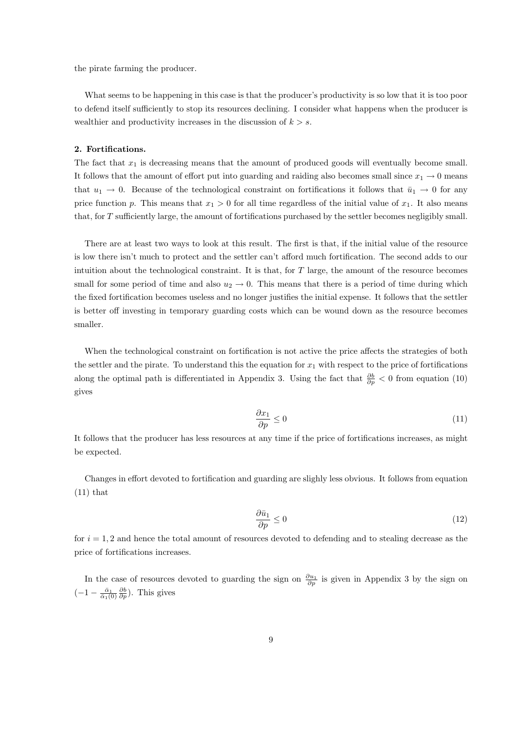the pirate farming the producer.

What seems to be happening in this case is that the producer's productivity is so low that it is too poor to defend itself sufficiently to stop its resources declining. I consider what happens when the producer is wealthier and productivity increases in the discussion of $k > s$.

**2. Fortifications.**

The fact that $x_1$ is decreasing means that the amount of produced goods will eventually become small. It follows that the amount of effort put into guarding and raiding also becomes small since $x_1 \to 0$ means that $u_1 \to 0$. Because of the technological constraint on fortifications it follows that $\bar{u}_1 \to 0$ for any price function $p$. This means that $x_1 > 0$ for all time regardless of the initial value of $x_1$. It also means that, for $T$ sufficiently large, the amount of fortifications purchased by the settler becomes negligibly small.

There are at least two ways to look at this result. The first is that, if the initial value of the resource is low there isn't much to protect and the settler can't afford much fortification. The second adds to our intuition about the technological constraint. It is that, for $T$ large, the amount of the resource becomes small for some period of time and also $u_2 \to 0$. This means that there is a period of time during which the fixed fortification becomes useless and no longer justifies the initial expense. It follows that the settler is better off investing in temporary guarding costs which can be wound down as the resource becomes smaller.

When the technological constraint on fortification is not active the price affects the strategies of both the settler and the pirate. To understand this the equation for $x_1$ with respect to the price of fortifications along the optimal path is differentiated in Appendix 3. Using the fact that $\frac{\partial b}{\partial p} < 0$ from equation (10) gives

$$\frac{\partial x_1}{\partial p} \leq 0 \tag{11}$$

It follows that the producer has less resources at any time if the price of fortifications increases, as might be expected.

Changes in effort devoted to fortification and guarding are slighly less obvious. It follows from equation (11) that

$$\frac{\partial \bar{u}_1}{\partial p} \leq 0 \tag{12}$$

for $i = 1, 2$ and hence the total amount of resources devoted to defending and to stealing decrease as the price of fortifications increases.

In the case of resources devoted to guarding the sign on $\frac{\partial u_1}{\partial p}$ is given in Appendix 3 by the sign on $(-1 - \frac{\bar{\alpha}_1}{\bar{\alpha}_1(0)} \frac{\partial b}{\partial p})$. This gives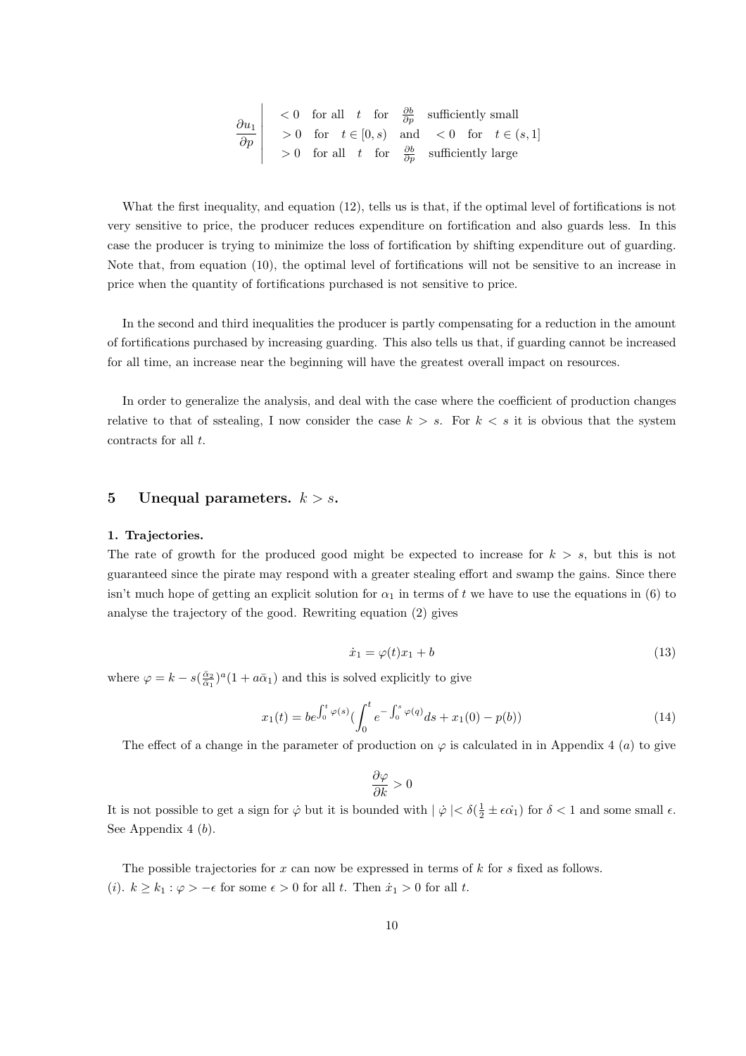$$
\frac{\partial u_1}{\partial p}\left|\begin{array}{lll} <0 & \text{for all} \quad t \quad \text{for} \quad \frac{\partial b}{\partial p} & \text{sufficiently small} \\ >0 & \text{for} \quad t \in [0,s) \quad \text{and} \quad <0 \quad \text{for} \quad t \in (s,1] & \\ >0 & \text{for all} \quad t \quad \text{for} \quad \frac{\partial b}{\partial p} & \text{sufficiently large} \end{array}\right.
$$

What the first inequality, and equation (12), tells us is that, if the optimal level of fortifications is not very sensitive to price, the producer reduces expenditure on fortification and also guards less. In this case the producer is trying to minimize the loss of fortification by shifting expenditure out of guarding. Note that, from equation (10), the optimal level of fortifications will not be sensitive to an increase in price when the quantity of fortifications purchased is not sensitive to price.

In the second and third inequalities the producer is partly compensating for a reduction in the amount of fortifications purchased by increasing guarding. This also tells us that, if guarding cannot be increased for all time, an increase near the beginning will have the greatest overall impact on resources.

In order to generalize the analysis, and deal with the case where the coefficient of production changes relative to that of sstealing, I now consider the case $k > s$. For $k < s$ it is obvious that the system contracts for all $t$.

## 5 Unequal parameters. $k > s$.

**1. Trajectories.**

The rate of growth for the produced good might be expected to increase for $k > s$, but this is not guaranteed since the pirate may respond with a greater stealing effort and swamp the gains. Since there isn't much hope of getting an explicit solution for $\alpha_1$ in terms of $t$ we have to use the equations in (6) to analyse the trajectory of the good. Rewriting equation (2) gives

$$
\dot{x}_1 = \varphi(t)x_1 + b \tag{13}
$$

where $\varphi = k - s(\frac{\bar{\alpha}_2}{\bar{\alpha}_1})^a(1 + a\bar{\alpha}_1)$ and this is solved explicitly to give

$$
x_1(t) = be^{\int_0^t \varphi(s)}\left(\int_0^t e^{-\int_0^s \varphi(q)}ds + x_1(0) - p(b)\right) \tag{14}
$$

The effect of a change in the parameter of production on $\varphi$ is calculated in in Appendix 4 $(a)$ to give

$$
\frac{\partial \varphi}{\partial k} > 0
$$

It is not possible to get a sign for $\dot{\varphi}$ but it is bounded with $|\ \dot{\varphi}\ | < \delta(\frac{1}{2} \pm \epsilon\dot{\alpha_1})$ for $\delta < 1$ and some small $\epsilon$. See Appendix 4 $(b)$.

The possible trajectories for $x$ can now be expressed in terms of $k$ for $s$ fixed as follows.

$(i)$. $k \geq k_1 : \varphi > -\epsilon$ for some $\epsilon > 0$ for all $t$. Then $\dot{x}_1 > 0$ for all $t$.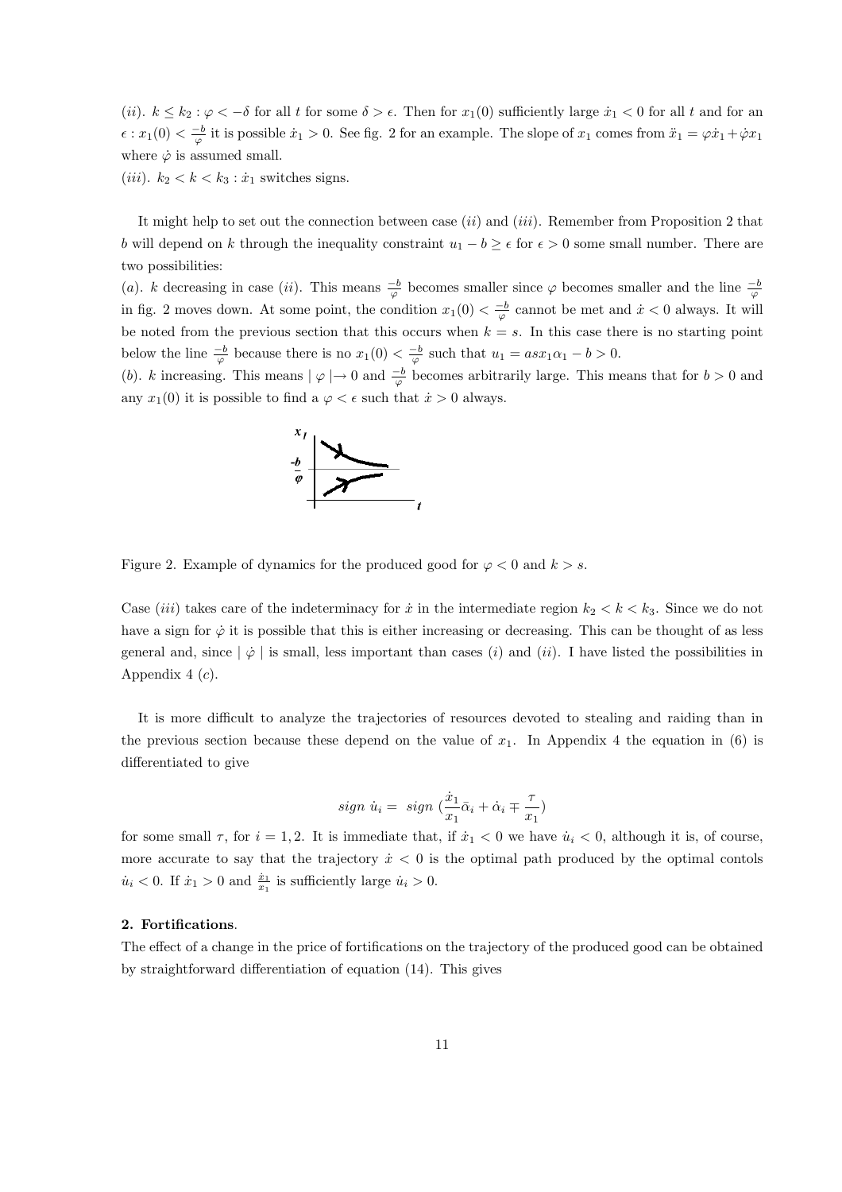($ii$). $k \leq k_2 : \varphi < -\delta$ for all $t$ for some $\delta > \epsilon$. Then for $x_1(0)$ sufficiently large $\dot{x}_1 < 0$ for all $t$ and for an $\epsilon : x_1(0) < \frac{-b}{\varphi}$ it is possible $\dot{x}_1 > 0$. See fig. 2 for an example. The slope of $x_1$ comes from $\ddot{x}_1 = \varphi \dot{x}_1 + \dot{\varphi} x_1$ where $\dot{\varphi}$ is assumed small.

($iii$). $k_2 < k < k_3 : \dot{x}_1$ switches signs.

It might help to set out the connection between case ($ii$) and ($iii$). Remember from Proposition 2 that $b$ will depend on $k$ through the inequality constraint $u_1 - b \geq \epsilon$ for $\epsilon > 0$ some small number. There are two possibilities:

($a$). $k$ decreasing in case ($ii$). This means $\frac{-b}{\varphi}$ becomes smaller since $\varphi$ becomes smaller and the line $\frac{-b}{\varphi}$ in fig. 2 moves down. At some point, the condition $x_1(0) < \frac{-b}{\varphi}$ cannot be met and $\dot{x} < 0$ always. It will be noted from the previous section that this occurs when $k = s$. In this case there is no starting point below the line $\frac{-b}{\varphi}$ because there is no $x_1(0) < \frac{-b}{\varphi}$ such that $u_1 = asx_1\alpha_1 - b > 0$.

($b$). $k$ increasing. This means $\mid \varphi \mid \rightarrow 0$ and $\frac{-b}{\varphi}$ becomes arbitrarily large. This means that for $b > 0$ and any $x_1(0)$ it is possible to find a $\varphi < \epsilon$ such that $\dot{x} > 0$ always.

Figure 2. Example of dynamics for the produced good for $\varphi < 0$ and $k > s$.

Case ($iii$) takes care of the indeterminacy for $\dot{x}$ in the intermediate region $k_2 < k < k_3$. Since we do not have a sign for $\dot{\varphi}$ it is possible that this is either increasing or decreasing. This can be thought of as less general and, since $\mid \dot{\varphi} \mid$ is small, less important than cases ($i$) and ($ii$). I have listed the possibilities in Appendix 4 ($c$).

It is more difficult to analyze the trajectories of resources devoted to stealing and raiding than in the previous section because these depend on the value of $x_1$. In Appendix 4 the equation in (6) is differentiated to give

$$sign\ \dot{u}_i = \ sign\ (\frac{\dot{x}_1}{x_1}\bar{\alpha}_i + \dot{\alpha}_i \mp \frac{\tau}{x_1})$$

for some small $\tau$, for $i = 1, 2$. It is immediate that, if $\dot{x}_1 < 0$ we have $\dot{u}_i < 0$, although it is, of course, more accurate to say that the trajectory $\dot{x} < 0$ is the optimal path produced by the optimal contols $\dot{u}_i < 0$. If $\dot{x}_1 > 0$ and $\frac{\dot{x}_1}{x_1}$ is sufficiently large $\dot{u}_i > 0$.

**2. Fortifications**.

The effect of a change in the price of fortifications on the trajectory of the produced good can be obtained by straightforward differentiation of equation (14). This gives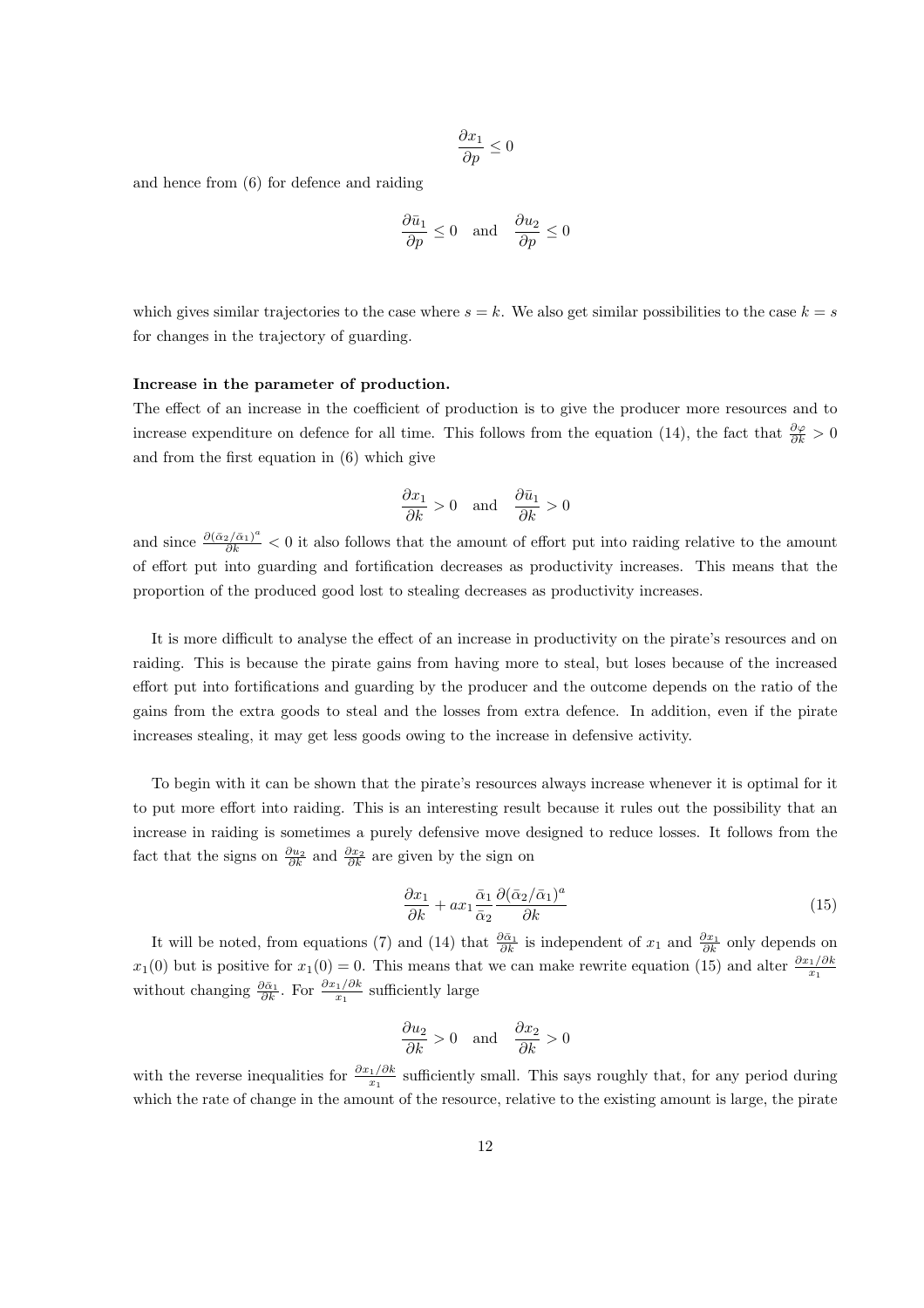$$\frac{\partial x_1}{\partial p} \leq 0$$

and hence from (6) for defence and raiding

$$\frac{\partial \bar{u}_1}{\partial p} \leq 0 \quad \text{and} \quad \frac{\partial u_2}{\partial p} \leq 0$$

which gives similar trajectories to the case where $s = k$. We also get similar possibilities to the case $k = s$ for changes in the trajectory of guarding.

**Increase in the parameter of production.**

The effect of an increase in the coefficient of production is to give the producer more resources and to increase expenditure on defence for all time. This follows from the equation (14), the fact that $\frac{\partial \varphi}{\partial k} > 0$ and from the first equation in (6) which give

$$\frac{\partial x_1}{\partial k} > 0 \quad \text{and} \quad \frac{\partial \bar{u}_1}{\partial k} > 0$$

and since $\frac{\partial (\bar{\alpha}_2/\bar{\alpha}_1)^a}{\partial k} < 0$ it also follows that the amount of effort put into raiding relative to the amount of effort put into guarding and fortification decreases as productivity increases. This means that the proportion of the produced good lost to stealing decreases as productivity increases.

It is more difficult to analyse the effect of an increase in productivity on the pirate's resources and on raiding. This is because the pirate gains from having more to steal, but loses because of the increased effort put into fortifications and guarding by the producer and the outcome depends on the ratio of the gains from the extra goods to steal and the losses from extra defence. In addition, even if the pirate increases stealing, it may get less goods owing to the increase in defensive activity.

To begin with it can be shown that the pirate's resources always increase whenever it is optimal for it to put more effort into raiding. This is an interesting result because it rules out the possibility that an increase in raiding is sometimes a purely defensive move designed to reduce losses. It follows from the fact that the signs on $\frac{\partial u_2}{\partial k}$ and $\frac{\partial x_2}{\partial k}$ are given by the sign on

$$\frac{\partial x_1}{\partial k} + a x_1 \frac{\bar{\alpha}_1}{\bar{\alpha}_2} \frac{\partial (\bar{\alpha}_2/\bar{\alpha}_1)^a}{\partial k} \tag{15}$$

It will be noted, from equations (7) and (14) that $\frac{\partial \bar{\alpha}_1}{\partial k}$ is independent of $x_1$ and $\frac{\partial x_1}{\partial k}$ only depends on $x_1(0)$ but is positive for $x_1(0) = 0$. This means that we can make rewrite equation (15) and alter $\frac{\partial x_1/\partial k}{x_1}$ without changing $\frac{\partial \bar{\alpha}_1}{\partial k}$. For $\frac{\partial x_1/\partial k}{x_1}$ sufficiently large

$$\frac{\partial u_2}{\partial k} > 0 \quad \text{and} \quad \frac{\partial x_2}{\partial k} > 0$$

with the reverse inequalities for $\frac{\partial x_1/\partial k}{x_1}$ sufficiently small. This says roughly that, for any period during which the rate of change in the amount of the resource, relative to the existing amount is large, the pirate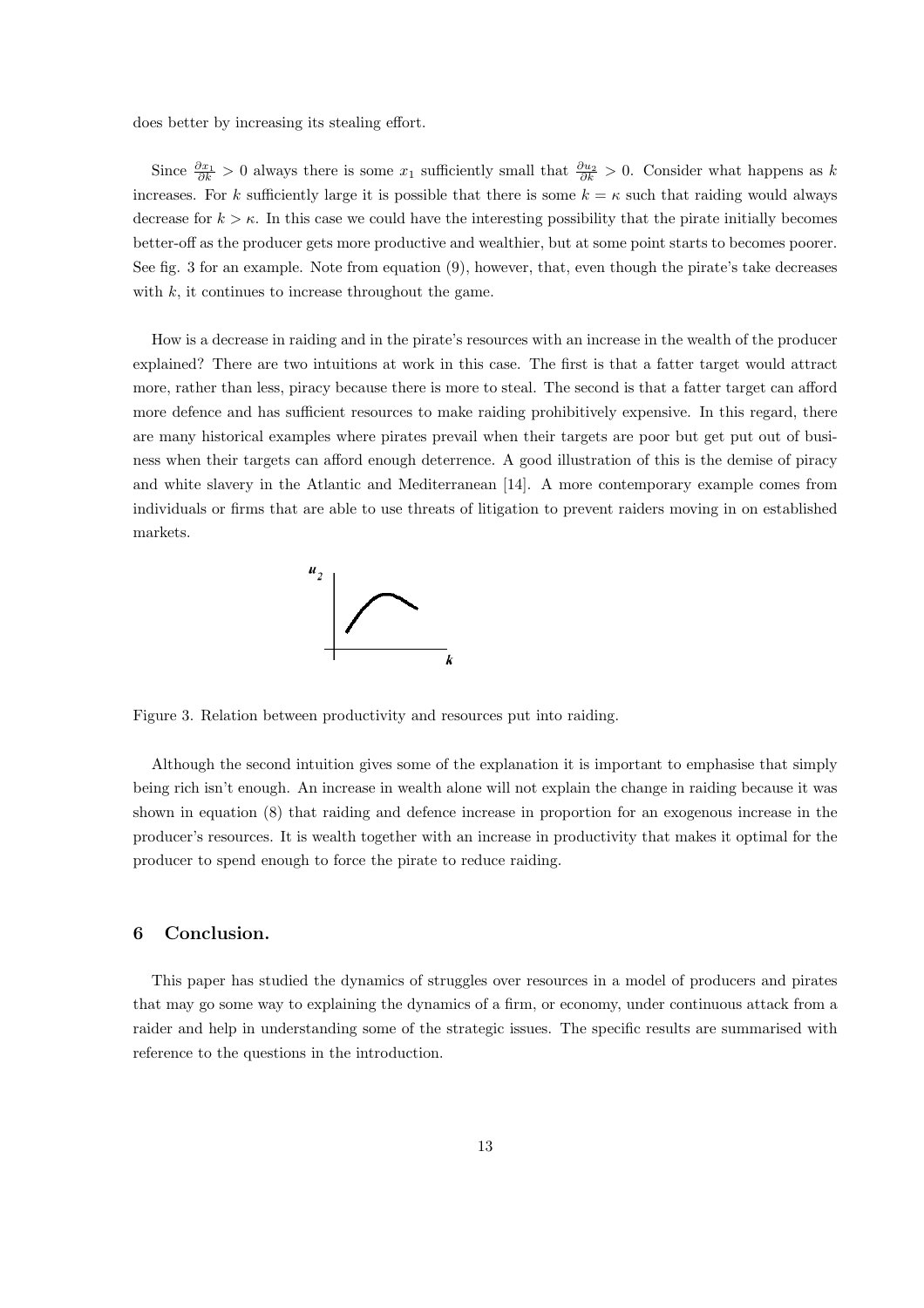does better by increasing its stealing effort.

Since $\frac{\partial x_1}{\partial k} > 0$ always there is some $x_1$ sufficiently small that $\frac{\partial u_2}{\partial k} > 0$. Consider what happens as $k$ increases. For $k$ sufficiently large it is possible that there is some $k = \kappa$ such that raiding would always decrease for $k > \kappa$. In this case we could have the interesting possibility that the pirate initially becomes better-off as the producer gets more productive and wealthier, but at some point starts to becomes poorer. See fig. 3 for an example. Note from equation (9), however, that, even though the pirate's take decreases with $k$, it continues to increase throughout the game.

How is a decrease in raiding and in the pirate's resources with an increase in the wealth of the producer explained? There are two intuitions at work in this case. The first is that a fatter target would attract more, rather than less, piracy because there is more to steal. The second is that a fatter target can afford more defence and has sufficient resources to make raiding prohibitively expensive. In this regard, there are many historical examples where pirates prevail when their targets are poor but get put out of business when their targets can afford enough deterrence. A good illustration of this is the demise of piracy and white slavery in the Atlantic and Mediterranean [14]. A more contemporary example comes from individuals or firms that are able to use threats of litigation to prevent raiders moving in on established markets.

Figure 3. Relation between productivity and resources put into raiding.

Although the second intuition gives some of the explanation it is important to emphasise that simply being rich isn't enough. An increase in wealth alone will not explain the change in raiding because it was shown in equation (8) that raiding and defence increase in proportion for an exogenous increase in the producer's resources. It is wealth together with an increase in productivity that makes it optimal for the producer to spend enough to force the pirate to reduce raiding.

## 6 Conclusion.

This paper has studied the dynamics of struggles over resources in a model of producers and pirates that may go some way to explaining the dynamics of a firm, or economy, under continuous attack from a raider and help in understanding some of the strategic issues. The specific results are summarised with reference to the questions in the introduction.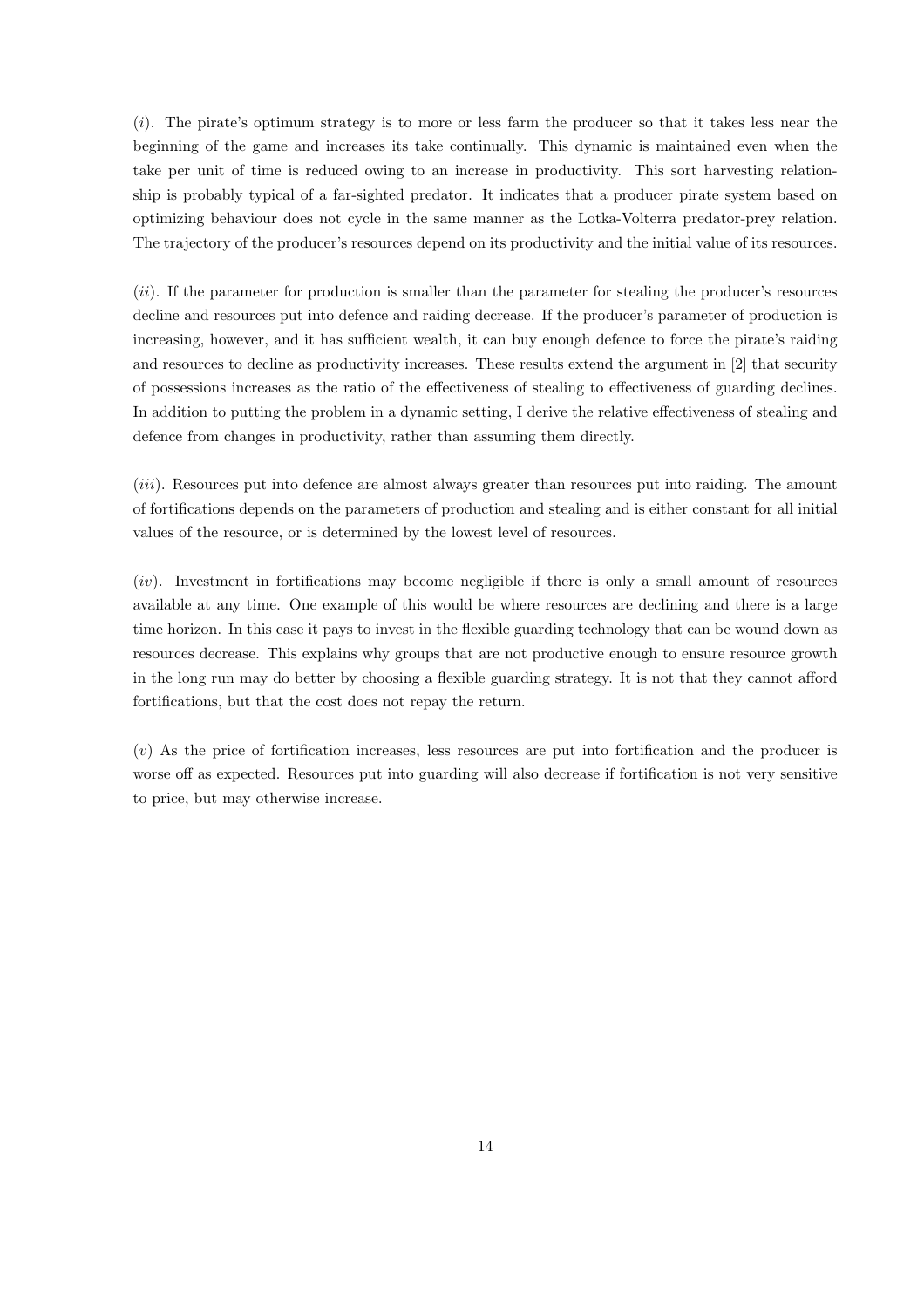$(i)$. The pirate's optimum strategy is to more or less farm the producer so that it takes less near the beginning of the game and increases its take continually. This dynamic is maintained even when the take per unit of time is reduced owing to an increase in productivity. This sort harvesting relationship is probably typical of a far-sighted predator. It indicates that a producer pirate system based on optimizing behaviour does not cycle in the same manner as the Lotka-Volterra predator-prey relation. The trajectory of the producer's resources depend on its productivity and the initial value of its resources.

$(ii)$. If the parameter for production is smaller than the parameter for stealing the producer's resources decline and resources put into defence and raiding decrease. If the producer's parameter of production is increasing, however, and it has sufficient wealth, it can buy enough defence to force the pirate's raiding and resources to decline as productivity increases. These results extend the argument in [2] that security of possessions increases as the ratio of the effectiveness of stealing to effectiveness of guarding declines. In addition to putting the problem in a dynamic setting, I derive the relative effectiveness of stealing and defence from changes in productivity, rather than assuming them directly.

$(iii)$. Resources put into defence are almost always greater than resources put into raiding. The amount of fortifications depends on the parameters of production and stealing and is either constant for all initial values of the resource, or is determined by the lowest level of resources.

$(iv)$. Investment in fortifications may become negligible if there is only a small amount of resources available at any time. One example of this would be where resources are declining and there is a large time horizon. In this case it pays to invest in the flexible guarding technology that can be wound down as resources decrease. This explains why groups that are not productive enough to ensure resource growth in the long run may do better by choosing a flexible guarding strategy. It is not that they cannot afford fortifications, but that the cost does not repay the return.

$(v)$ As the price of fortification increases, less resources are put into fortification and the producer is worse off as expected. Resources put into guarding will also decrease if fortification is not very sensitive to price, but may otherwise increase.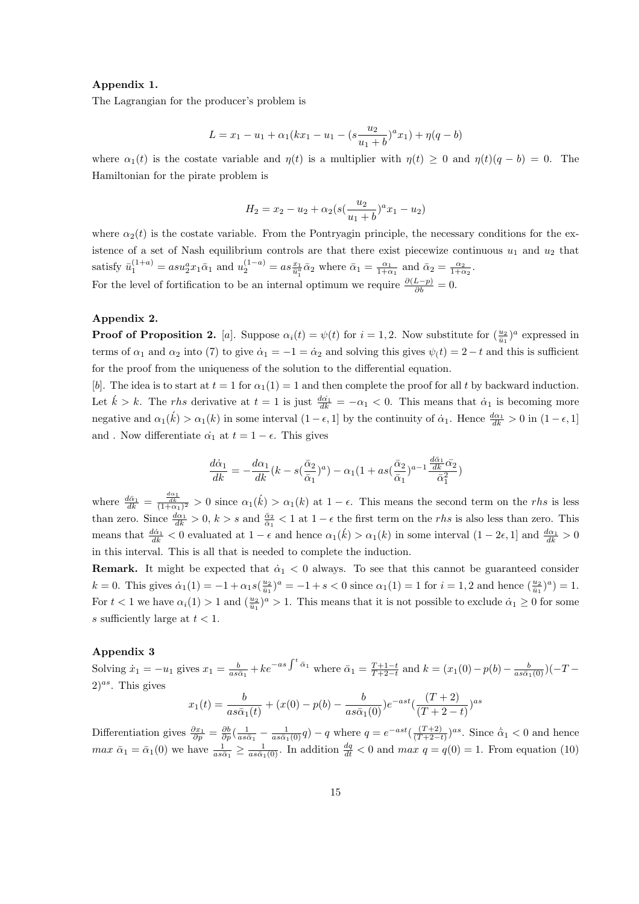**Appendix 1.**

The Lagrangian for the producer's problem is

$$L = x_1 - u_1 + \alpha_1(kx_1 - u_1 - (s\frac{u_2}{u_1+b})^a x_1) + \eta(q-b)$$

where $\alpha_1(t)$ is the costate variable and $\eta(t)$ is a multiplier with $\eta(t) \geq 0$ and $\eta(t)(q-b) = 0$. The Hamiltonian for the pirate problem is

$$H_2 = x_2 - u_2 + \alpha_2(s(\frac{u_2}{u_1+b})^a x_1 - u_2)$$

where $\alpha_2(t)$ is the costate variable. From the Pontryagin principle, the necessary conditions for the existence of a set of Nash equilibrium controls are that there exist piecewize continuous $u_1$ and $u_2$ that satisfy $\bar{u}_1^{(1+a)} = asu_2^a x_1 \bar{\alpha}_1$ and $u_2^{(1-a)} = as\frac{x_1}{\bar{u}_1^a}\bar{\alpha}_2$ where $\bar{\alpha}_1 = \frac{\alpha_1}{1+\alpha_1}$ and $\bar{\alpha}_2 = \frac{\alpha_2}{1+\alpha_2}$.
For the level of fortification to be an internal optimum we require $\frac{\partial(L-p)}{\partial b} = 0$.

**Appendix 2.**

**Proof of Proposition 2.** [*a*]. Suppose $\alpha_i(t) = \psi(t)$ for $i = 1, 2$. Now substitute for $(\frac{u_2}{\bar{u}_1})^a$ expressed in terms of $\alpha_1$ and $\alpha_2$ into (7) to give $\dot{\alpha}_1 = -1 = \dot{\alpha}_2$ and solving this gives $\psi_(t) = 2 - t$ and this is sufficient for the proof from the uniqueness of the solution to the differential equation.
[*b*]. The idea is to start at $t = 1$ for $\alpha_1(1) = 1$ and then complete the proof for all $t$ by backward induction. Let $\acute{k} > k$. The *rhs* derivative at $t = 1$ is just $\frac{d\dot{\alpha}_1}{dk} = -\alpha_1 < 0$. This means that $\dot{\alpha}_1$ is becoming more negative and $\alpha_1(\acute{k}) > \alpha_1(k)$ in some interval $(1-\epsilon, 1]$ by the continuity of $\dot{\alpha}_1$. Hence $\frac{d\alpha_1}{dk} > 0$ in $(1-\epsilon, 1]$ and . Now differentiate $\dot{\alpha_1}$ at $t = 1-\epsilon$. This gives

$$\frac{d\dot{\alpha}_1}{dk} = -\frac{d\alpha_1}{dk}(k - s(\frac{\bar{\alpha}_2}{\bar{\alpha}_1})^a) - \alpha_1(1 + as(\frac{\bar{\alpha}_2}{\bar{\alpha}_1})^{a-1}\frac{\frac{d\bar{\alpha}_1}{dk}\bar{\alpha}_2}{\bar{\alpha}_1^2})$$

where $\frac{d\bar{\alpha}_1}{dk} = \frac{\frac{d\alpha_1}{dk}}{(1+\alpha_1)^2} > 0$ since $\alpha_1(\acute{k}) > \alpha_1(k)$ at $1-\epsilon$. This means the second term on the *rhs* is less than zero. Since $\frac{d\alpha_1}{dk} > 0$, $k > s$ and $\frac{\bar{\alpha}_2}{\bar{\alpha}_1} < 1$ at $1-\epsilon$ the first term on the *rhs* is also less than zero. This means that $\frac{d\dot{\alpha}_1}{dk} < 0$ evaluated at $1-\epsilon$ and hence $\alpha_1(\acute{k}) > \alpha_1(k)$ in some interval $(1-2\epsilon, 1]$ and $\frac{d\alpha_1}{dk} > 0$ in this interval. This is all that is needed to complete the induction.

**Remark.** It might be expected that $\dot{\alpha}_1 < 0$ always. To see that this cannot be guaranteed consider $k = 0$. This gives $\dot{\alpha}_1(1) = -1 + \alpha_1 s(\frac{u_2}{\bar{u}_1})^a = -1 + s < 0$ since $\alpha_1(1) = 1$ for $i = 1, 2$ and hence $(\frac{u_2}{\bar{u}_1})^a) = 1$. For $t < 1$ we have $\alpha_i(1) > 1$ and $(\frac{u_2}{\bar{u}_1})^a > 1$. This means that it is not possible to exclude $\dot{\alpha}_1 \geq 0$ for some $s$ sufficiently large at $t < 1$.

**Appendix 3**

Solving $\dot{x}_1 = -u_1$ gives $x_1 = \frac{b}{as\bar{\alpha}_1} + ke^{-as\int^t \bar{\alpha}_1}$ where $\bar{\alpha}_1 = \frac{T+1-t}{T+2-t}$ and $k = (x_1(0) - p(b) - \frac{b}{as\bar{\alpha}_1(0)})(-T-2)^{as}$. This gives

$$x_1(t) = \frac{b}{as\bar{\alpha}_1(t)} + (x(0) - p(b) - \frac{b}{as\bar{\alpha}_1(0)})e^{-ast}(\frac{(T+2)}{(T+2-t)})^{as}$$

Differentiation gives $\frac{\partial x_1}{\partial p} = \frac{\partial b}{\partial p}(\frac{1}{as\bar{\alpha}_1} - \frac{1}{as\bar{\alpha}_1(0)}q) - q$ where $q = e^{-ast}(\frac{(T+2)}{(T+2-t)})^{as}$. Since $\dot{\bar{\alpha}}_1 < 0$ and hence $max\ \bar{\alpha}_1 = \bar{\alpha}_1(0)$ we have $\frac{1}{as\bar{\alpha}_1} \geq \frac{1}{as\bar{\alpha}_1(0)}$. In addition $\frac{dq}{dt} < 0$ and $max\ q = q(0) = 1$. From equation (10)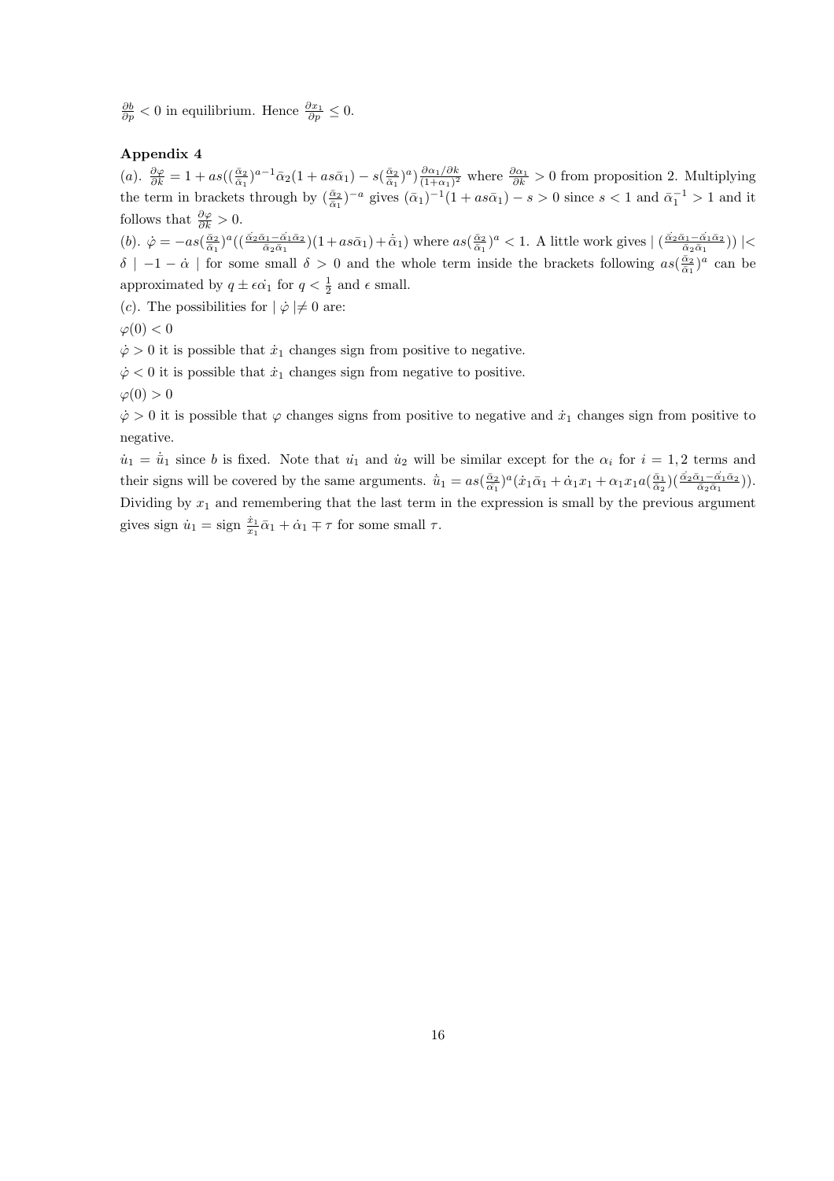$\frac{\partial b}{\partial p} < 0$ in equilibrium. Hence $\frac{\partial x_1}{\partial p} \leq 0$.

**Appendix 4**

$(a)$. $\frac{\partial \varphi}{\partial k} = 1 + as((\frac{\bar{\alpha}_2}{\bar{\alpha}_1})^{a-1}\bar{\alpha}_2(1 + as\bar{\alpha}_1) - s(\frac{\bar{\alpha}_2}{\bar{\alpha}_1})^a)\frac{\partial \alpha_1/\partial k}{(1+\alpha_1)^2}$ where $\frac{\partial \alpha_1}{\partial k} > 0$ from proposition 2. Multiplying the term in brackets through by $(\frac{\bar{\alpha}_2}{\bar{\alpha}_1})^{-a}$ gives $(\bar{\alpha}_1)^{-1}(1 + as\bar{\alpha}_1) - s > 0$ since $s < 1$ and $\bar{\alpha}_1^{-1} > 1$ and it follows that $\frac{\partial \varphi}{\partial k} > 0$.

$(b)$. $\dot{\varphi} = -as(\frac{\bar{\alpha}_2}{\bar{\alpha}_1})^a((\frac{\dot{\bar{\alpha}}_2\bar{\alpha}_1 - \dot{\bar{\alpha}}_1\bar{\alpha}_2}{\bar{\alpha}_2\bar{\alpha}_1})(1 + as\bar{\alpha}_1) + \dot{\bar{\alpha}}_1)$ where $as(\frac{\bar{\alpha}_2}{\bar{\alpha}_1})^a < 1$. A little work gives $|\ (\frac{\dot{\bar{\alpha}}_2\bar{\alpha}_1 - \dot{\bar{\alpha}}_1\bar{\alpha}_2}{\bar{\alpha}_2\bar{\alpha}_1}))\ | < \delta\ |\ -1 - \dot{\alpha}\ |$ for some small $\delta > 0$ and the whole term inside the brackets following $as(\frac{\bar{\alpha}_2}{\bar{\alpha}_1})^a$ can be approximated by $q \pm \epsilon\dot{\alpha_1}$ for $q < \frac{1}{2}$ and $\epsilon$ small.

$(c)$. The possibilities for $|\ \dot{\varphi}\ | \neq 0$ are:

$\varphi(0) < 0$

$\dot{\varphi} > 0$ it is possible that $\dot{x}_1$ changes sign from positive to negative.

$\dot{\varphi} < 0$ it is possible that $\dot{x}_1$ changes sign from negative to positive.

$\varphi(0) > 0$

$\dot{\varphi} > 0$ it is possible that $\varphi$ changes signs from positive to negative and $\dot{x}_1$ changes sign from positive to negative.

$\dot{u}_1 = \dot{\bar{u}}_1$ since $b$ is fixed. Note that $\dot{u_1}$ and $\dot{u}_2$ will be similar except for the $\alpha_i$ for $i = 1, 2$ terms and their signs will be covered by the same arguments. $\dot{\bar{u}}_1 = as(\frac{\bar{\alpha}_2}{\bar{\alpha}_1})^a(\dot{x}_1\bar{\alpha}_1 + \dot{\alpha}_1 x_1 + \alpha_1 x_1 a(\frac{\bar{\alpha}_1}{\bar{\alpha}_2})(\frac{\dot{\bar{\alpha}}_2\bar{\alpha}_1 - \dot{\bar{\alpha}}_1\bar{\alpha}_2}{\bar{\alpha}_2\bar{\alpha}_1}))$. Dividing by $x_1$ and remembering that the last term in the expression is small by the previous argument gives sign $\dot{u}_1 =$ sign $\frac{\dot{x}_1}{x_1}\bar{\alpha}_1 + \dot{\alpha}_1 \mp \tau$ for some small $\tau$.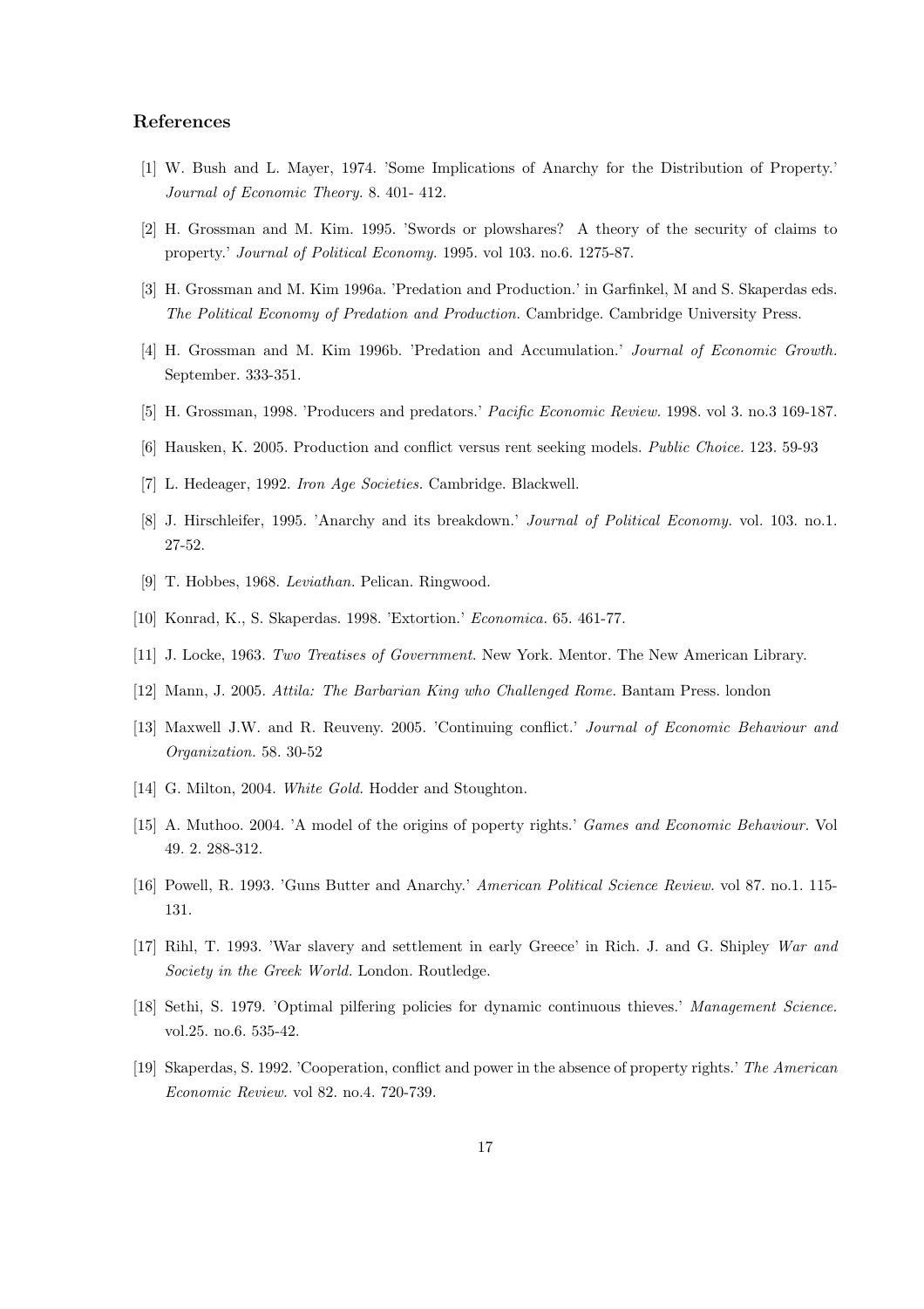## References

[1] W. Bush and L. Mayer, 1974. 'Some Implications of Anarchy for the Distribution of Property.' *Journal of Economic Theory.* 8. 401- 412.

[2] H. Grossman and M. Kim. 1995. 'Swords or plowshares? A theory of the security of claims to property.' *Journal of Political Economy.* 1995. vol 103. no.6. 1275-87.

[3] H. Grossman and M. Kim 1996a. 'Predation and Production.' in Garfinkel, M and S. Skaperdas eds. *The Political Economy of Predation and Production.* Cambridge. Cambridge University Press.

[4] H. Grossman and M. Kim 1996b. 'Predation and Accumulation.' *Journal of Economic Growth.* September. 333-351.

[5] H. Grossman, 1998. 'Producers and predators.' *Pacific Economic Review.* 1998. vol 3. no.3 169-187.

[6] Hausken, K. 2005. Production and conflict versus rent seeking models. *Public Choice.* 123. 59-93

[7] L. Hedeager, 1992. *Iron Age Societies.* Cambridge. Blackwell.

[8] J. Hirschleifer, 1995. 'Anarchy and its breakdown.' *Journal of Political Economy.* vol. 103. no.1. 27-52.

[9] T. Hobbes, 1968. *Leviathan.* Pelican. Ringwood.

[10] Konrad, K., S. Skaperdas. 1998. 'Extortion.' *Economica.* 65. 461-77.

[11] J. Locke, 1963. *Two Treatises of Government.* New York. Mentor. The New American Library.

[12] Mann, J. 2005. *Attila: The Barbarian King who Challenged Rome.* Bantam Press. london

[13] Maxwell J.W. and R. Reuveny. 2005. 'Continuing conflict.' *Journal of Economic Behaviour and Organization.* 58. 30-52

[14] G. Milton, 2004. *White Gold.* Hodder and Stoughton.

[15] A. Muthoo. 2004. 'A model of the origins of poperty rights.' *Games and Economic Behaviour.* Vol 49. 2. 288-312.

[16] Powell, R. 1993. 'Guns Butter and Anarchy.' *American Political Science Review.* vol 87. no.1. 115-131.

[17] Rihl, T. 1993. 'War slavery and settlement in early Greece' in Rich. J. and G. Shipley *War and Society in the Greek World.* London. Routledge.

[18] Sethi, S. 1979. 'Optimal pilfering policies for dynamic continuous thieves.' *Management Science.* vol.25. no.6. 535-42.

[19] Skaperdas, S. 1992. 'Cooperation, conflict and power in the absence of property rights.' *The American Economic Review.* vol 82. no.4. 720-739.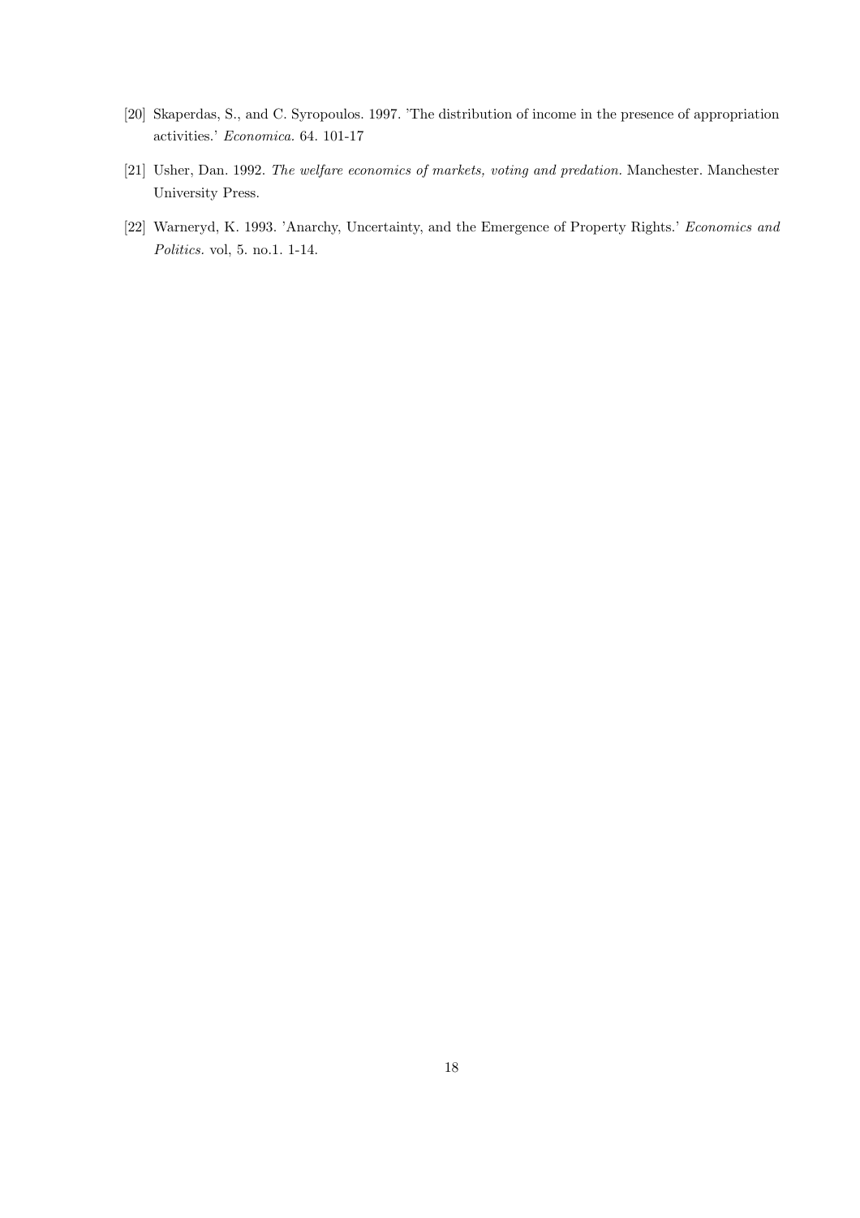[20] Skaperdas, S., and C. Syropoulos. 1997. 'The distribution of income in the presence of appropriation activities.' *Economica.* 64. 101-17

[21] Usher, Dan. 1992. *The welfare economics of markets, voting and predation.* Manchester. Manchester University Press.

[22] Warneryd, K. 1993. 'Anarchy, Uncertainty, and the Emergence of Property Rights.' *Economics and Politics.* vol, 5. no.1. 1-14.